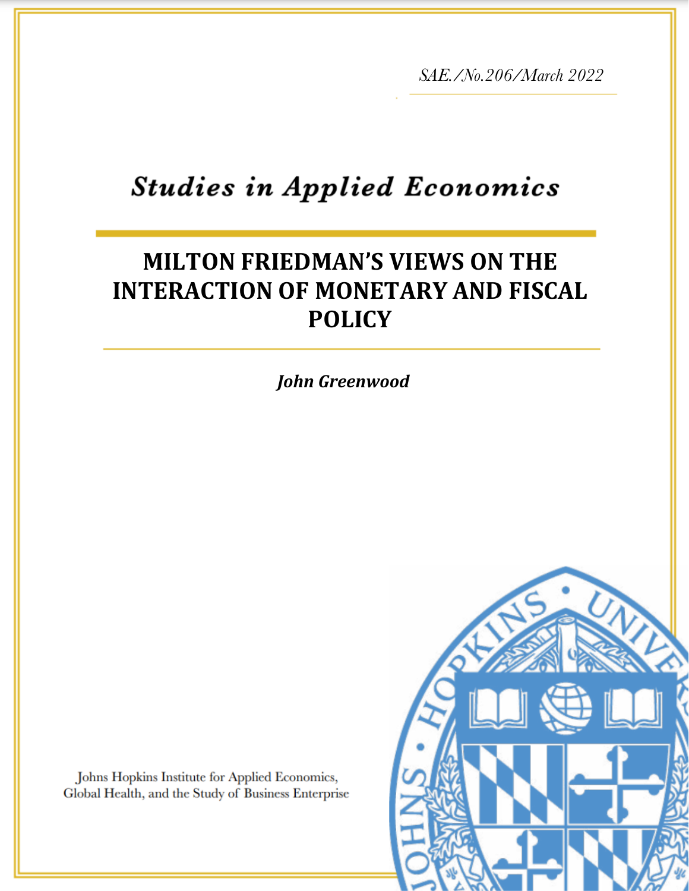*SAE./No.206/March 2022*

# Studies in Applied Economics

## MILTON FRIEDMAN'S VIEWS ON THE INTERACTION OF MONETARY AND FISCAL POLICY

***John Greenwood***

Johns Hopkins Institute for Applied Economics, Global Health, and the Study of Business Enterprise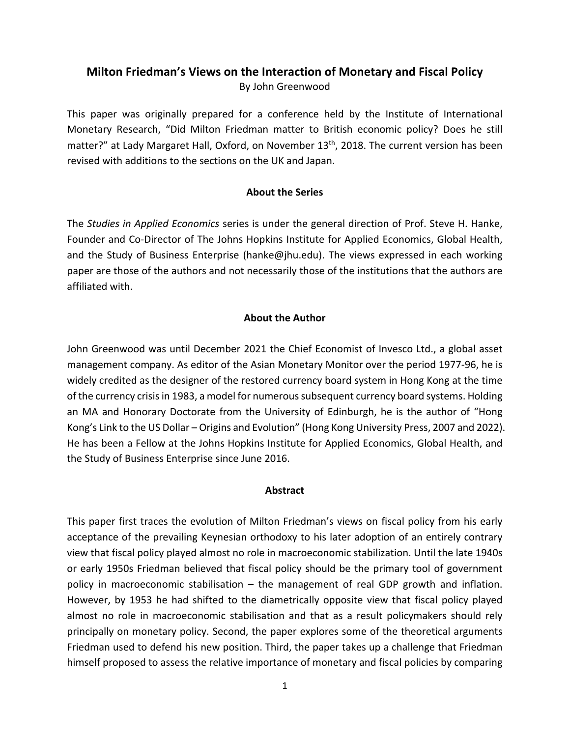# Milton Friedman's Views on the Interaction of Monetary and Fiscal Policy

By John Greenwood

This paper was originally prepared for a conference held by the Institute of International Monetary Research, "Did Milton Friedman matter to British economic policy? Does he still matter?" at Lady Margaret Hall, Oxford, on November 13th, 2018. The current version has been revised with additions to the sections on the UK and Japan.

### About the Series

The *Studies in Applied Economics* series is under the general direction of Prof. Steve H. Hanke, Founder and Co-Director of The Johns Hopkins Institute for Applied Economics, Global Health, and the Study of Business Enterprise (hanke@jhu.edu). The views expressed in each working paper are those of the authors and not necessarily those of the institutions that the authors are affiliated with.

### About the Author

John Greenwood was until December 2021 the Chief Economist of Invesco Ltd., a global asset management company. As editor of the Asian Monetary Monitor over the period 1977-96, he is widely credited as the designer of the restored currency board system in Hong Kong at the time of the currency crisis in 1983, a model for numerous subsequent currency board systems. Holding an MA and Honorary Doctorate from the University of Edinburgh, he is the author of "Hong Kong's Link to the US Dollar – Origins and Evolution" (Hong Kong University Press, 2007 and 2022). He has been a Fellow at the Johns Hopkins Institute for Applied Economics, Global Health, and the Study of Business Enterprise since June 2016.

### Abstract

This paper first traces the evolution of Milton Friedman's views on fiscal policy from his early acceptance of the prevailing Keynesian orthodoxy to his later adoption of an entirely contrary view that fiscal policy played almost no role in macroeconomic stabilization. Until the late 1940s or early 1950s Friedman believed that fiscal policy should be the primary tool of government policy in macroeconomic stabilisation – the management of real GDP growth and inflation. However, by 1953 he had shifted to the diametrically opposite view that fiscal policy played almost no role in macroeconomic stabilisation and that as a result policymakers should rely principally on monetary policy. Second, the paper explores some of the theoretical arguments Friedman used to defend his new position. Third, the paper takes up a challenge that Friedman himself proposed to assess the relative importance of monetary and fiscal policies by comparing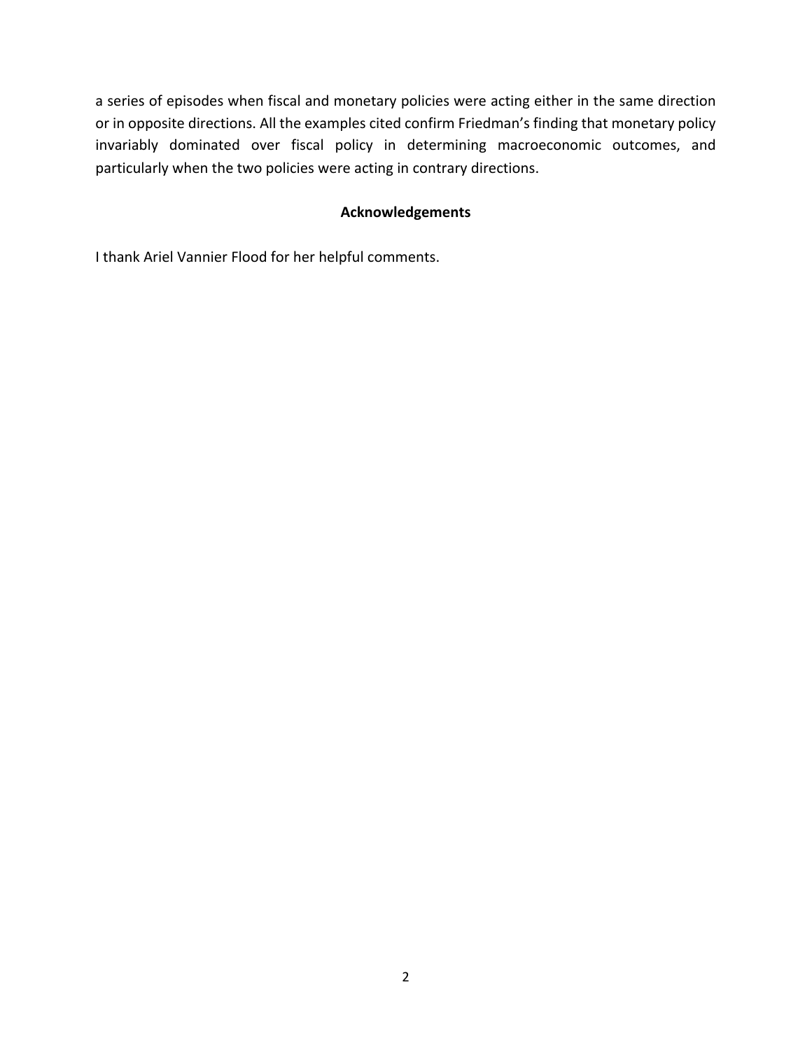a series of episodes when fiscal and monetary policies were acting either in the same direction or in opposite directions. All the examples cited confirm Friedman's finding that monetary policy invariably dominated over fiscal policy in determining macroeconomic outcomes, and particularly when the two policies were acting in contrary directions.

## Acknowledgements

I thank Ariel Vannier Flood for her helpful comments.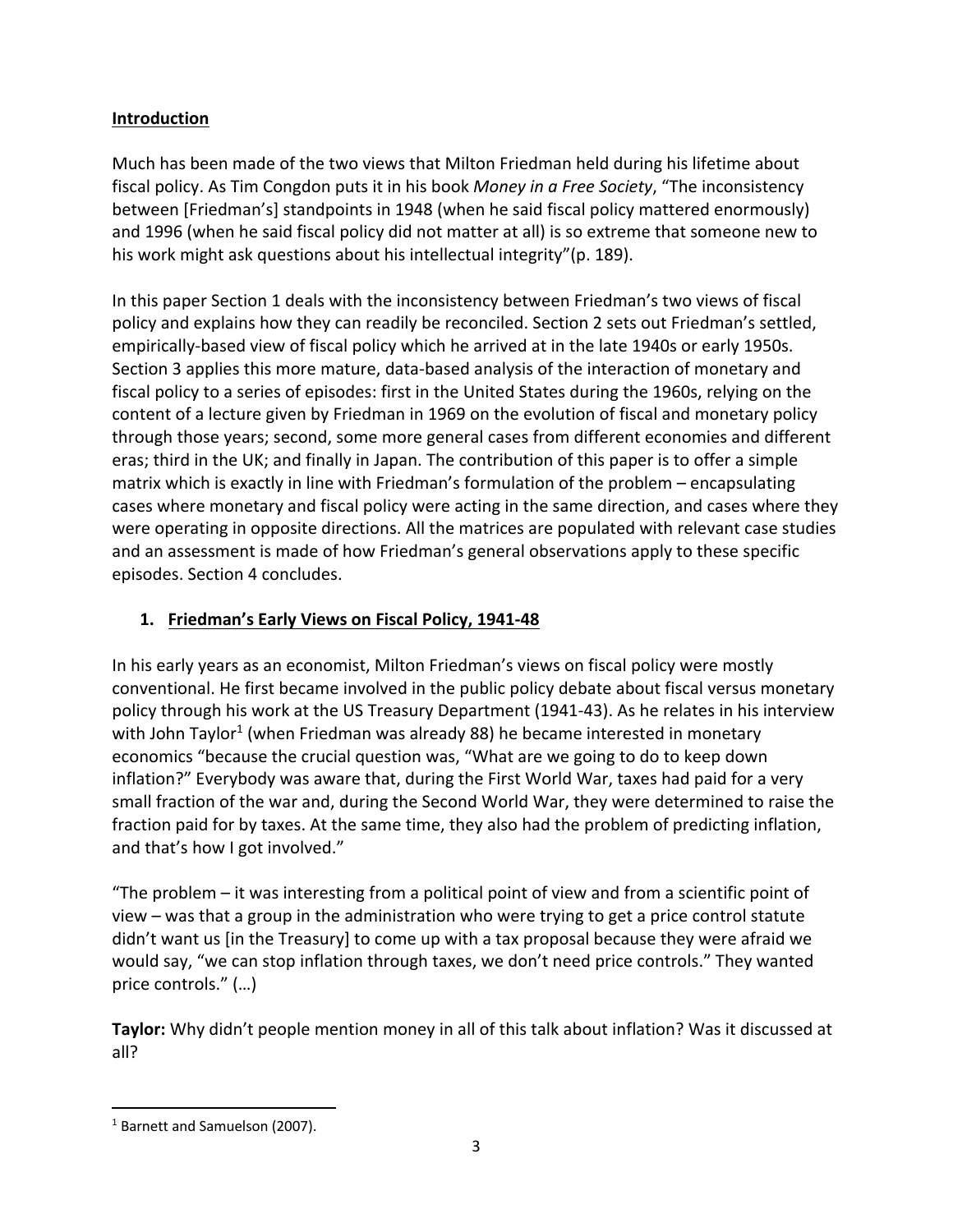## Introduction

Much has been made of the two views that Milton Friedman held during his lifetime about fiscal policy. As Tim Congdon puts it in his book *Money in a Free Society*, "The inconsistency between [Friedman's] standpoints in 1948 (when he said fiscal policy mattered enormously) and 1996 (when he said fiscal policy did not matter at all) is so extreme that someone new to his work might ask questions about his intellectual integrity"(p. 189).

In this paper Section 1 deals with the inconsistency between Friedman's two views of fiscal policy and explains how they can readily be reconciled. Section 2 sets out Friedman's settled, empirically-based view of fiscal policy which he arrived at in the late 1940s or early 1950s. Section 3 applies this more mature, data-based analysis of the interaction of monetary and fiscal policy to a series of episodes: first in the United States during the 1960s, relying on the content of a lecture given by Friedman in 1969 on the evolution of fiscal and monetary policy through those years; second, some more general cases from different economies and different eras; third in the UK; and finally in Japan. The contribution of this paper is to offer a simple matrix which is exactly in line with Friedman's formulation of the problem – encapsulating cases where monetary and fiscal policy were acting in the same direction, and cases where they were operating in opposite directions. All the matrices are populated with relevant case studies and an assessment is made of how Friedman's general observations apply to these specific episodes. Section 4 concludes.

## 1. Friedman's Early Views on Fiscal Policy, 1941-48

In his early years as an economist, Milton Friedman's views on fiscal policy were mostly conventional. He first became involved in the public policy debate about fiscal versus monetary policy through his work at the US Treasury Department (1941-43). As he relates in his interview with John Taylor[1] (when Friedman was already 88) he became interested in monetary economics "because the crucial question was, "What are we going to do to keep down inflation?" Everybody was aware that, during the First World War, taxes had paid for a very small fraction of the war and, during the Second World War, they were determined to raise the fraction paid for by taxes. At the same time, they also had the problem of predicting inflation, and that's how I got involved."

"The problem – it was interesting from a political point of view and from a scientific point of view – was that a group in the administration who were trying to get a price control statute didn't want us [in the Treasury] to come up with a tax proposal because they were afraid we would say, "we can stop inflation through taxes, we don't need price controls." They wanted price controls." (…)

**Taylor:** Why didn't people mention money in all of this talk about inflation? Was it discussed at all?

[1] Barnett and Samuelson (2007).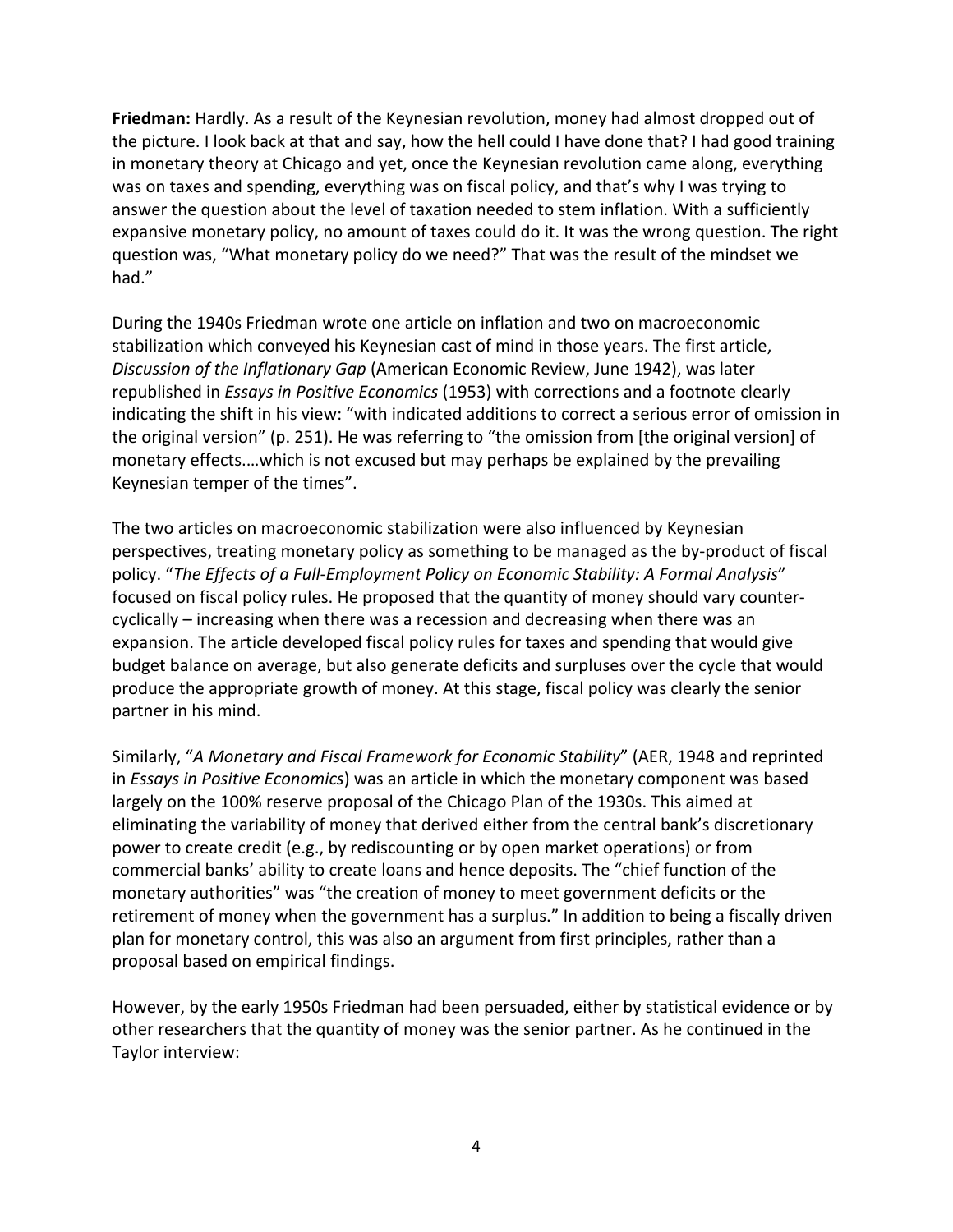**Friedman:** Hardly. As a result of the Keynesian revolution, money had almost dropped out of the picture. I look back at that and say, how the hell could I have done that? I had good training in monetary theory at Chicago and yet, once the Keynesian revolution came along, everything was on taxes and spending, everything was on fiscal policy, and that's why I was trying to answer the question about the level of taxation needed to stem inflation. With a sufficiently expansive monetary policy, no amount of taxes could do it. It was the wrong question. The right question was, "What monetary policy do we need?" That was the result of the mindset we had."

During the 1940s Friedman wrote one article on inflation and two on macroeconomic stabilization which conveyed his Keynesian cast of mind in those years. The first article, *Discussion of the Inflationary Gap* (American Economic Review, June 1942), was later republished in *Essays in Positive Economics* (1953) with corrections and a footnote clearly indicating the shift in his view: "with indicated additions to correct a serious error of omission in the original version" (p. 251). He was referring to "the omission from [the original version] of monetary effects....which is not excused but may perhaps be explained by the prevailing Keynesian temper of the times".

The two articles on macroeconomic stabilization were also influenced by Keynesian perspectives, treating monetary policy as something to be managed as the by-product of fiscal policy. "*The Effects of a Full-Employment Policy on Economic Stability: A Formal Analysis*" focused on fiscal policy rules. He proposed that the quantity of money should vary counter-cyclically – increasing when there was a recession and decreasing when there was an expansion. The article developed fiscal policy rules for taxes and spending that would give budget balance on average, but also generate deficits and surpluses over the cycle that would produce the appropriate growth of money. At this stage, fiscal policy was clearly the senior partner in his mind.

Similarly, "*A Monetary and Fiscal Framework for Economic Stability*" (AER, 1948 and reprinted in *Essays in Positive Economics*) was an article in which the monetary component was based largely on the 100% reserve proposal of the Chicago Plan of the 1930s. This aimed at eliminating the variability of money that derived either from the central bank's discretionary power to create credit (e.g., by rediscounting or by open market operations) or from commercial banks' ability to create loans and hence deposits. The "chief function of the monetary authorities" was "the creation of money to meet government deficits or the retirement of money when the government has a surplus." In addition to being a fiscally driven plan for monetary control, this was also an argument from first principles, rather than a proposal based on empirical findings.

However, by the early 1950s Friedman had been persuaded, either by statistical evidence or by other researchers that the quantity of money was the senior partner. As he continued in the Taylor interview: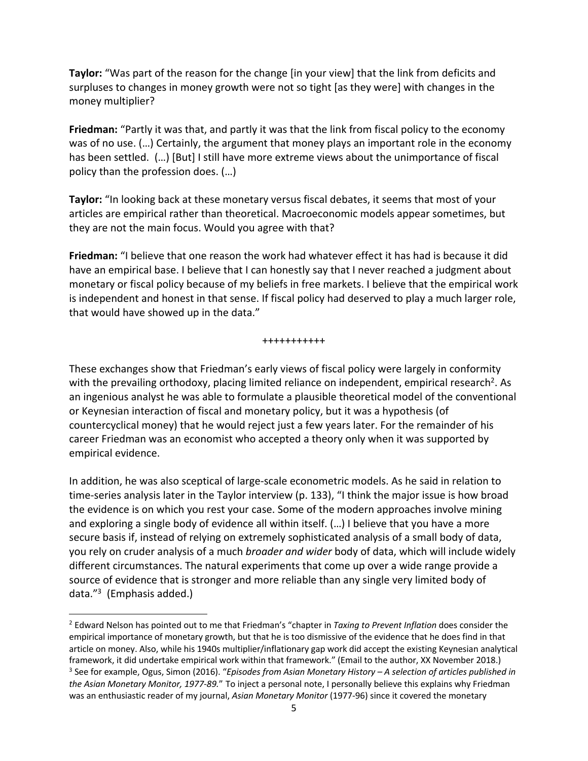**Taylor:** "Was part of the reason for the change [in your view] that the link from deficits and surpluses to changes in money growth were not so tight [as they were] with changes in the money multiplier?

**Friedman:** "Partly it was that, and partly it was that the link from fiscal policy to the economy was of no use. (…) Certainly, the argument that money plays an important role in the economy has been settled. (…) [But] I still have more extreme views about the unimportance of fiscal policy than the profession does. (…)

**Taylor:** "In looking back at these monetary versus fiscal debates, it seems that most of your articles are empirical rather than theoretical. Macroeconomic models appear sometimes, but they are not the main focus. Would you agree with that?

**Friedman:** "I believe that one reason the work had whatever effect it has had is because it did have an empirical base. I believe that I can honestly say that I never reached a judgment about monetary or fiscal policy because of my beliefs in free markets. I believe that the empirical work is independent and honest in that sense. If fiscal policy had deserved to play a much larger role, that would have showed up in the data."

+++++++++++

These exchanges show that Friedman's early views of fiscal policy were largely in conformity with the prevailing orthodoxy, placing limited reliance on independent, empirical research[2]. As an ingenious analyst he was able to formulate a plausible theoretical model of the conventional or Keynesian interaction of fiscal and monetary policy, but it was a hypothesis (of countercyclical money) that he would reject just a few years later. For the remainder of his career Friedman was an economist who accepted a theory only when it was supported by empirical evidence.

In addition, he was also sceptical of large-scale econometric models. As he said in relation to time-series analysis later in the Taylor interview (p. 133), "I think the major issue is how broad the evidence is on which you rest your case. Some of the modern approaches involve mining and exploring a single body of evidence all within itself. (…) I believe that you have a more secure basis if, instead of relying on extremely sophisticated analysis of a small body of data, you rely on cruder analysis of a much *broader and wider* body of data, which will include widely different circumstances. The natural experiments that come up over a wide range provide a source of evidence that is stronger and more reliable than any single very limited body of data."[3] (Emphasis added.)

[2] Edward Nelson has pointed out to me that Friedman's "chapter in *Taxing to Prevent Inflation* does consider the empirical importance of monetary growth, but that he is too dismissive of the evidence that he does find in that article on money. Also, while his 1940s multiplier/inflationary gap work did accept the existing Keynesian analytical framework, it did undertake empirical work within that framework." (Email to the author, XX November 2018.)

[3] See for example, Ogus, Simon (2016). "*Episodes from Asian Monetary History – A selection of articles published in the Asian Monetary Monitor, 1977-89.*" To inject a personal note, I personally believe this explains why Friedman was an enthusiastic reader of my journal, *Asian Monetary Monitor* (1977-96) since it covered the monetary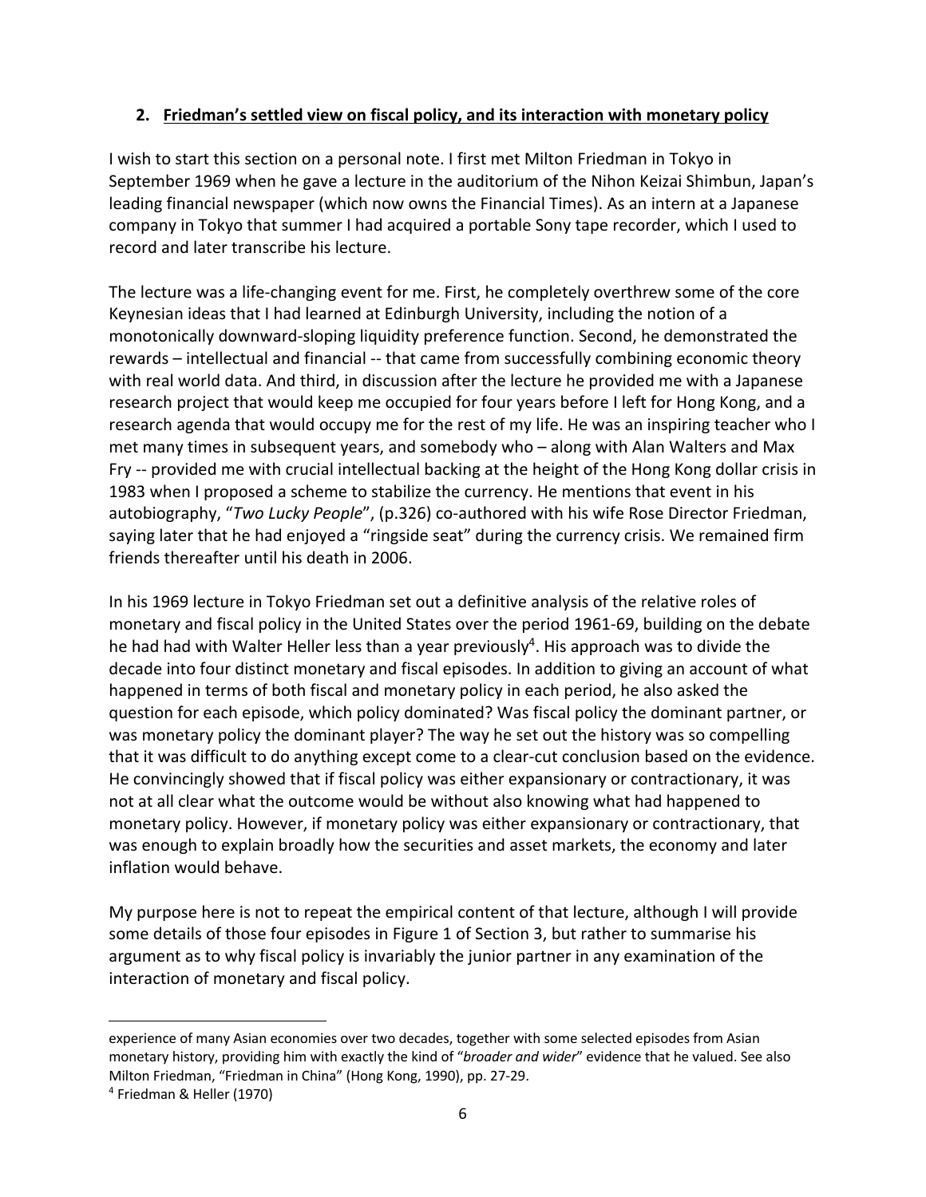## 2. Friedman's settled view on fiscal policy, and its interaction with monetary policy

I wish to start this section on a personal note. I first met Milton Friedman in Tokyo in September 1969 when he gave a lecture in the auditorium of the Nihon Keizai Shimbun, Japan's leading financial newspaper (which now owns the Financial Times). As an intern at a Japanese company in Tokyo that summer I had acquired a portable Sony tape recorder, which I used to record and later transcribe his lecture.

The lecture was a life-changing event for me. First, he completely overthrew some of the core Keynesian ideas that I had learned at Edinburgh University, including the notion of a monotonically downward-sloping liquidity preference function. Second, he demonstrated the rewards – intellectual and financial -- that came from successfully combining economic theory with real world data. And third, in discussion after the lecture he provided me with a Japanese research project that would keep me occupied for four years before I left for Hong Kong, and a research agenda that would occupy me for the rest of my life. He was an inspiring teacher who I met many times in subsequent years, and somebody who – along with Alan Walters and Max Fry -- provided me with crucial intellectual backing at the height of the Hong Kong dollar crisis in 1983 when I proposed a scheme to stabilize the currency. He mentions that event in his autobiography, "*Two Lucky People*", (p.326) co-authored with his wife Rose Director Friedman, saying later that he had enjoyed a "ringside seat" during the currency crisis. We remained firm friends thereafter until his death in 2006.

In his 1969 lecture in Tokyo Friedman set out a definitive analysis of the relative roles of monetary and fiscal policy in the United States over the period 1961-69, building on the debate he had had with Walter Heller less than a year previously[4]. His approach was to divide the decade into four distinct monetary and fiscal episodes. In addition to giving an account of what happened in terms of both fiscal and monetary policy in each period, he also asked the question for each episode, which policy dominated? Was fiscal policy the dominant partner, or was monetary policy the dominant player? The way he set out the history was so compelling that it was difficult to do anything except come to a clear-cut conclusion based on the evidence. He convincingly showed that if fiscal policy was either expansionary or contractionary, it was not at all clear what the outcome would be without also knowing what had happened to monetary policy. However, if monetary policy was either expansionary or contractionary, that was enough to explain broadly how the securities and asset markets, the economy and later inflation would behave.

My purpose here is not to repeat the empirical content of that lecture, although I will provide some details of those four episodes in Figure 1 of Section 3, but rather to summarise his argument as to why fiscal policy is invariably the junior partner in any examination of the interaction of monetary and fiscal policy.

---

experience of many Asian economies over two decades, together with some selected episodes from Asian monetary history, providing him with exactly the kind of "*broader and wider*" evidence that he valued. See also Milton Friedman, "Friedman in China" (Hong Kong, 1990), pp. 27-29.

[4] Friedman & Heller (1970)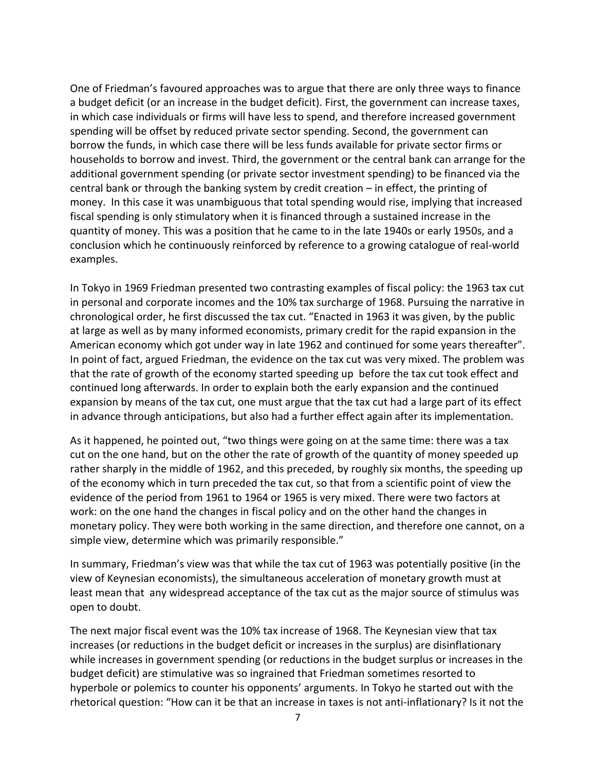One of Friedman's favoured approaches was to argue that there are only three ways to finance a budget deficit (or an increase in the budget deficit). First, the government can increase taxes, in which case individuals or firms will have less to spend, and therefore increased government spending will be offset by reduced private sector spending. Second, the government can borrow the funds, in which case there will be less funds available for private sector firms or households to borrow and invest. Third, the government or the central bank can arrange for the additional government spending (or private sector investment spending) to be financed via the central bank or through the banking system by credit creation – in effect, the printing of money. In this case it was unambiguous that total spending would rise, implying that increased fiscal spending is only stimulatory when it is financed through a sustained increase in the quantity of money. This was a position that he came to in the late 1940s or early 1950s, and a conclusion which he continuously reinforced by reference to a growing catalogue of real-world examples.

In Tokyo in 1969 Friedman presented two contrasting examples of fiscal policy: the 1963 tax cut in personal and corporate incomes and the 10% tax surcharge of 1968. Pursuing the narrative in chronological order, he first discussed the tax cut. "Enacted in 1963 it was given, by the public at large as well as by many informed economists, primary credit for the rapid expansion in the American economy which got under way in late 1962 and continued for some years thereafter". In point of fact, argued Friedman, the evidence on the tax cut was very mixed. The problem was that the rate of growth of the economy started speeding up before the tax cut took effect and continued long afterwards. In order to explain both the early expansion and the continued expansion by means of the tax cut, one must argue that the tax cut had a large part of its effect in advance through anticipations, but also had a further effect again after its implementation.

As it happened, he pointed out, "two things were going on at the same time: there was a tax cut on the one hand, but on the other the rate of growth of the quantity of money speeded up rather sharply in the middle of 1962, and this preceded, by roughly six months, the speeding up of the economy which in turn preceded the tax cut, so that from a scientific point of view the evidence of the period from 1961 to 1964 or 1965 is very mixed. There were two factors at work: on the one hand the changes in fiscal policy and on the other hand the changes in monetary policy. They were both working in the same direction, and therefore one cannot, on a simple view, determine which was primarily responsible."

In summary, Friedman's view was that while the tax cut of 1963 was potentially positive (in the view of Keynesian economists), the simultaneous acceleration of monetary growth must at least mean that any widespread acceptance of the tax cut as the major source of stimulus was open to doubt.

The next major fiscal event was the 10% tax increase of 1968. The Keynesian view that tax increases (or reductions in the budget deficit or increases in the surplus) are disinflationary while increases in government spending (or reductions in the budget surplus or increases in the budget deficit) are stimulative was so ingrained that Friedman sometimes resorted to hyperbole or polemics to counter his opponents' arguments. In Tokyo he started out with the rhetorical question: "How can it be that an increase in taxes is not anti-inflationary? Is it not the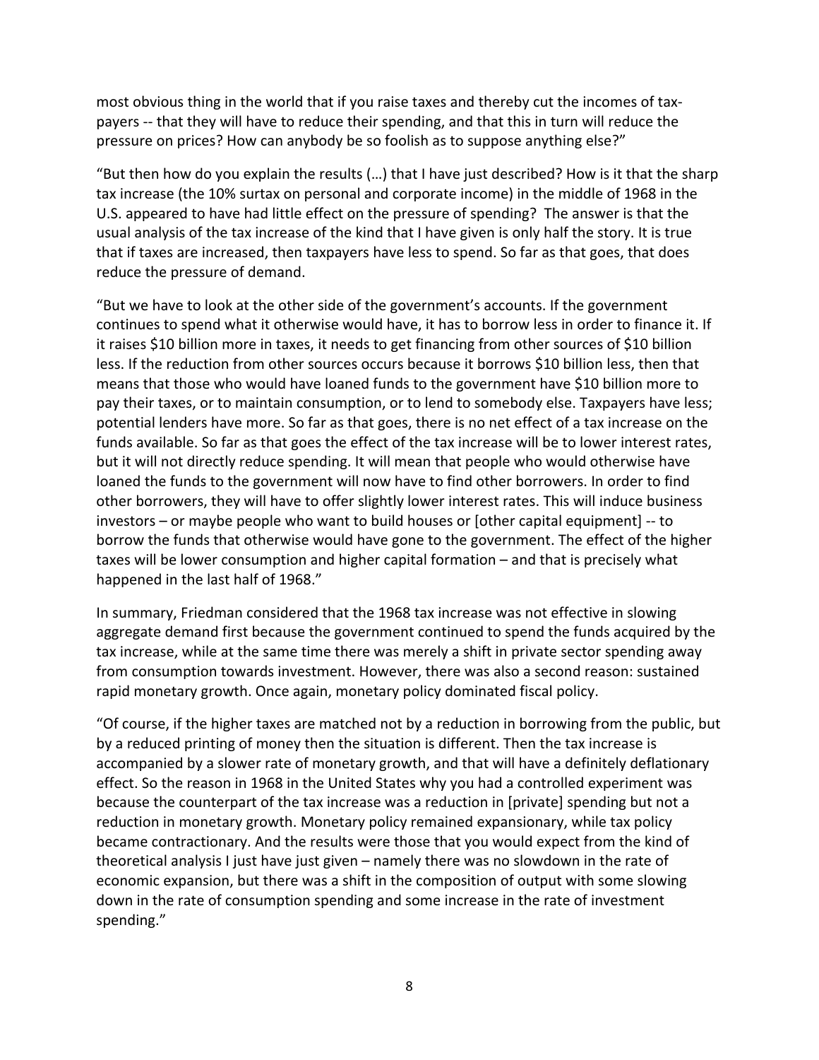most obvious thing in the world that if you raise taxes and thereby cut the incomes of tax-payers -- that they will have to reduce their spending, and that this in turn will reduce the pressure on prices? How can anybody be so foolish as to suppose anything else?"

"But then how do you explain the results (…) that I have just described? How is it that the sharp tax increase (the 10% surtax on personal and corporate income) in the middle of 1968 in the U.S. appeared to have had little effect on the pressure of spending? The answer is that the usual analysis of the tax increase of the kind that I have given is only half the story. It is true that if taxes are increased, then taxpayers have less to spend. So far as that goes, that does reduce the pressure of demand.

"But we have to look at the other side of the government's accounts. If the government continues to spend what it otherwise would have, it has to borrow less in order to finance it. If it raises $10 billion more in taxes, it needs to get financing from other sources of $10 billion less. If the reduction from other sources occurs because it borrows $10 billion less, then that means that those who would have loaned funds to the government have $10 billion more to pay their taxes, or to maintain consumption, or to lend to somebody else. Taxpayers have less; potential lenders have more. So far as that goes, there is no net effect of a tax increase on the funds available. So far as that goes the effect of the tax increase will be to lower interest rates, but it will not directly reduce spending. It will mean that people who would otherwise have loaned the funds to the government will now have to find other borrowers. In order to find other borrowers, they will have to offer slightly lower interest rates. This will induce business investors – or maybe people who want to build houses or [other capital equipment] -- to borrow the funds that otherwise would have gone to the government. The effect of the higher taxes will be lower consumption and higher capital formation – and that is precisely what happened in the last half of 1968."

In summary, Friedman considered that the 1968 tax increase was not effective in slowing aggregate demand first because the government continued to spend the funds acquired by the tax increase, while at the same time there was merely a shift in private sector spending away from consumption towards investment. However, there was also a second reason: sustained rapid monetary growth. Once again, monetary policy dominated fiscal policy.

"Of course, if the higher taxes are matched not by a reduction in borrowing from the public, but by a reduced printing of money then the situation is different. Then the tax increase is accompanied by a slower rate of monetary growth, and that will have a definitely deflationary effect. So the reason in 1968 in the United States why you had a controlled experiment was because the counterpart of the tax increase was a reduction in [private] spending but not a reduction in monetary growth. Monetary policy remained expansionary, while tax policy became contractionary. And the results were those that you would expect from the kind of theoretical analysis I just have just given – namely there was no slowdown in the rate of economic expansion, but there was a shift in the composition of output with some slowing down in the rate of consumption spending and some increase in the rate of investment spending."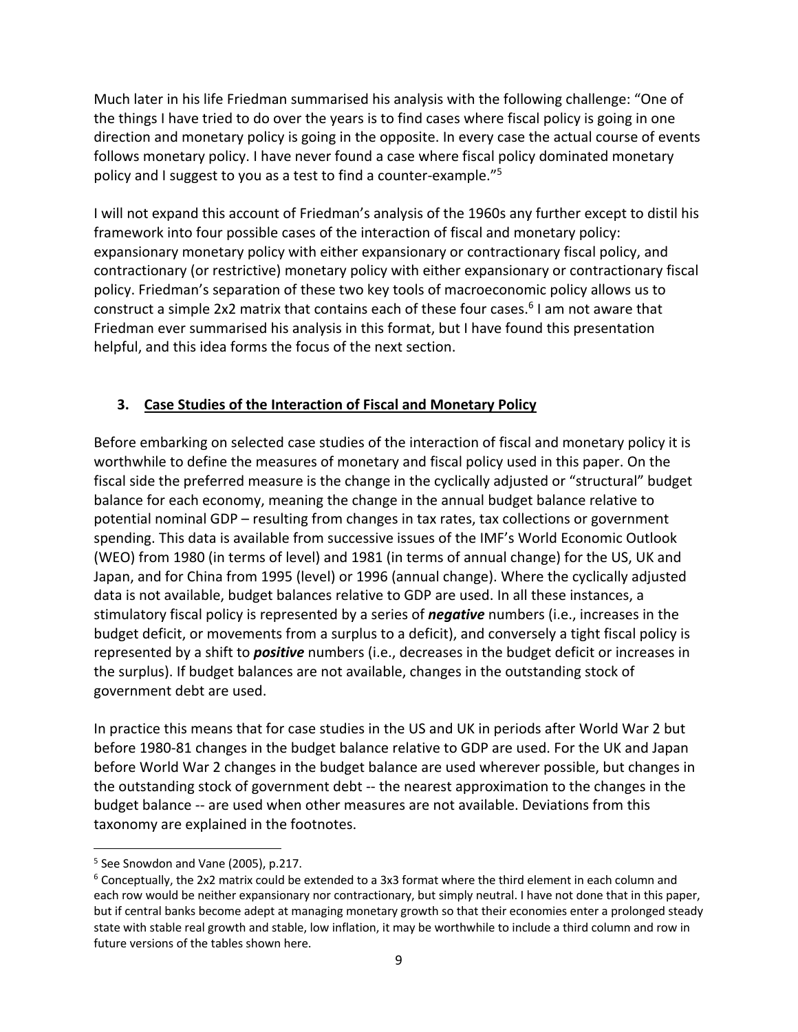Much later in his life Friedman summarised his analysis with the following challenge: "One of the things I have tried to do over the years is to find cases where fiscal policy is going in one direction and monetary policy is going in the opposite. In every case the actual course of events follows monetary policy. I have never found a case where fiscal policy dominated monetary policy and I suggest to you as a test to find a counter-example."[5]

I will not expand this account of Friedman's analysis of the 1960s any further except to distil his framework into four possible cases of the interaction of fiscal and monetary policy: expansionary monetary policy with either expansionary or contractionary fiscal policy, and contractionary (or restrictive) monetary policy with either expansionary or contractionary fiscal policy. Friedman's separation of these two key tools of macroeconomic policy allows us to construct a simple 2x2 matrix that contains each of these four cases.[6] I am not aware that Friedman ever summarised his analysis in this format, but I have found this presentation helpful, and this idea forms the focus of the next section.

## 3. Case Studies of the Interaction of Fiscal and Monetary Policy

Before embarking on selected case studies of the interaction of fiscal and monetary policy it is worthwhile to define the measures of monetary and fiscal policy used in this paper. On the fiscal side the preferred measure is the change in the cyclically adjusted or "structural" budget balance for each economy, meaning the change in the annual budget balance relative to potential nominal GDP – resulting from changes in tax rates, tax collections or government spending. This data is available from successive issues of the IMF's World Economic Outlook (WEO) from 1980 (in terms of level) and 1981 (in terms of annual change) for the US, UK and Japan, and for China from 1995 (level) or 1996 (annual change). Where the cyclically adjusted data is not available, budget balances relative to GDP are used. In all these instances, a stimulatory fiscal policy is represented by a series of ***negative*** numbers (i.e., increases in the budget deficit, or movements from a surplus to a deficit), and conversely a tight fiscal policy is represented by a shift to ***positive*** numbers (i.e., decreases in the budget deficit or increases in the surplus). If budget balances are not available, changes in the outstanding stock of government debt are used.

In practice this means that for case studies in the US and UK in periods after World War 2 but before 1980-81 changes in the budget balance relative to GDP are used. For the UK and Japan before World War 2 changes in the budget balance are used wherever possible, but changes in the outstanding stock of government debt -- the nearest approximation to the changes in the budget balance -- are used when other measures are not available. Deviations from this taxonomy are explained in the footnotes.

---

[5] See Snowdon and Vane (2005), p.217.

[6] Conceptually, the 2x2 matrix could be extended to a 3x3 format where the third element in each column and each row would be neither expansionary nor contractionary, but simply neutral. I have not done that in this paper, but if central banks become adept at managing monetary growth so that their economies enter a prolonged steady state with stable real growth and stable, low inflation, it may be worthwhile to include a third column and row in future versions of the tables shown here.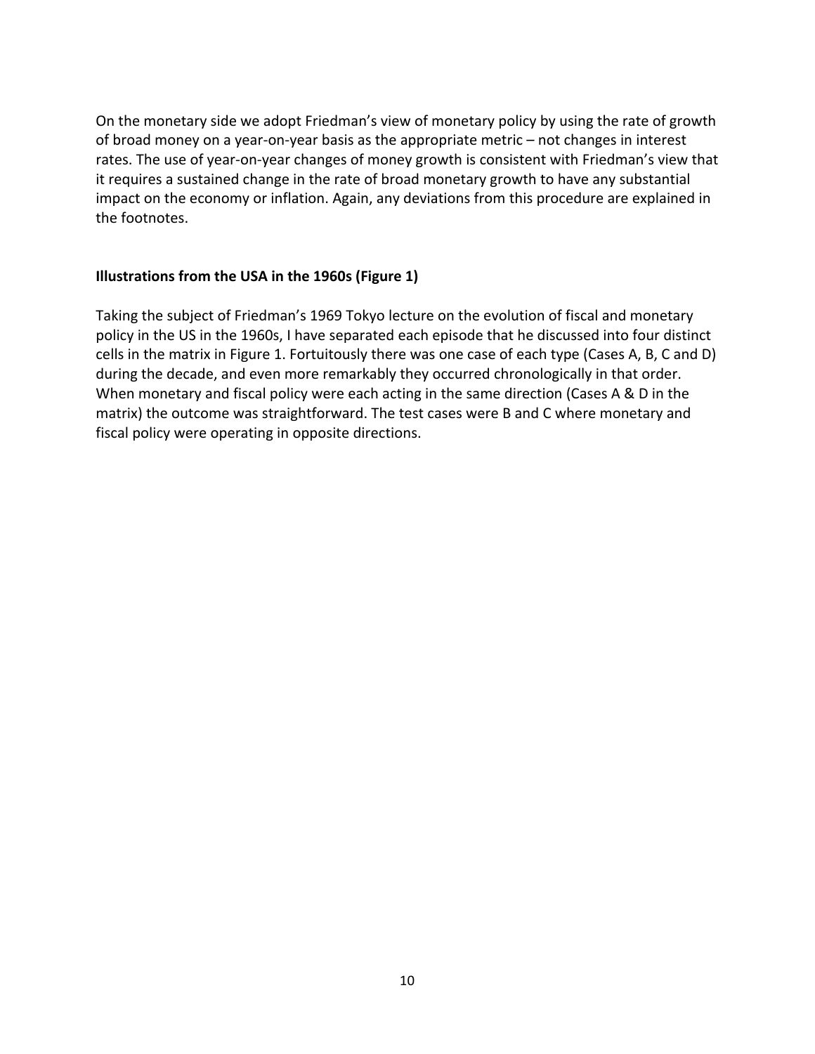On the monetary side we adopt Friedman's view of monetary policy by using the rate of growth of broad money on a year-on-year basis as the appropriate metric – not changes in interest rates. The use of year-on-year changes of money growth is consistent with Friedman's view that it requires a sustained change in the rate of broad monetary growth to have any substantial impact on the economy or inflation. Again, any deviations from this procedure are explained in the footnotes.

**Illustrations from the USA in the 1960s (Figure 1)**

Taking the subject of Friedman's 1969 Tokyo lecture on the evolution of fiscal and monetary policy in the US in the 1960s, I have separated each episode that he discussed into four distinct cells in the matrix in Figure 1. Fortuitously there was one case of each type (Cases A, B, C and D) during the decade, and even more remarkably they occurred chronologically in that order. When monetary and fiscal policy were each acting in the same direction (Cases A & D in the matrix) the outcome was straightforward. The test cases were B and C where monetary and fiscal policy were operating in opposite directions.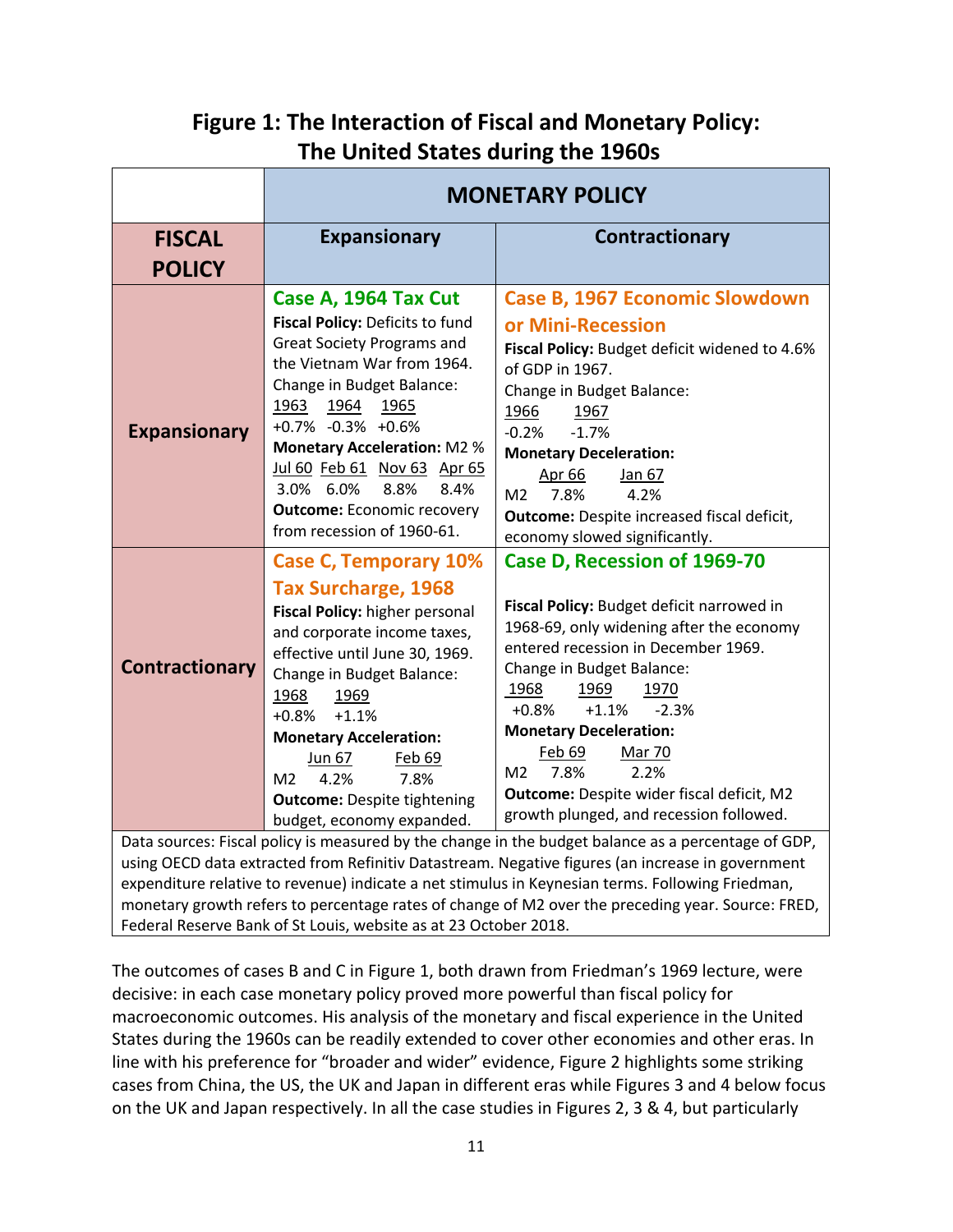## Figure 1: The Interaction of Fiscal and Monetary Policy: The United States during the 1960s

| | **MONETARY POLICY** | |
|---|---|---|
| **FISCAL POLICY** | **Expansionary** | **Contractionary** |
| **Expansionary** | **Case A, 1964 Tax Cut**<br>**Fiscal Policy:** Deficits to fund Great Society Programs and the Vietnam War from 1964.<br>Change in Budget Balance:<br>1963 1964 1965<br>+0.7% -0.3% +0.6%<br>**Monetary Acceleration:** M2 %<br>Jul 60 Feb 61 Nov 63 Apr 65<br>3.0% 6.0% 8.8% 8.4%<br>**Outcome:** Economic recovery from recession of 1960-61. | **Case B, 1967 Economic Slowdown or Mini-Recession**<br>**Fiscal Policy:** Budget deficit widened to 4.6% of GDP in 1967.<br>Change in Budget Balance:<br>1966 1967<br>-0.2% -1.7%<br>**Monetary Deceleration:**<br>Apr 66 Jan 67<br>M2 7.8% 4.2%<br>**Outcome:** Despite increased fiscal deficit, economy slowed significantly. |
| **Contractionary** | **Case C, Temporary 10% Tax Surcharge, 1968**<br>**Fiscal Policy:** higher personal and corporate income taxes, effective until June 30, 1969.<br>Change in Budget Balance:<br>1968 1969<br>+0.8% +1.1%<br>**Monetary Acceleration:**<br>Jun 67 Feb 69<br>M2 4.2% 7.8%<br>**Outcome:** Despite tightening budget, economy expanded. | **Case D, Recession of 1969-70**<br>**Fiscal Policy:** Budget deficit narrowed in 1968-69, only widening after the economy entered recession in December 1969.<br>Change in Budget Balance:<br>1968 1969 1970<br>+0.8% +1.1% -2.3%<br>**Monetary Deceleration:**<br>Feb 69 Mar 70<br>M2 7.8% 2.2%<br>**Outcome:** Despite wider fiscal deficit, M2 growth plunged, and recession followed. |

Data sources: Fiscal policy is measured by the change in the budget balance as a percentage of GDP, using OECD data extracted from Refinitiv Datastream. Negative figures (an increase in government expenditure relative to revenue) indicate a net stimulus in Keynesian terms. Following Friedman, monetary growth refers to percentage rates of change of M2 over the preceding year. Source: FRED, Federal Reserve Bank of St Louis, website as at 23 October 2018.

The outcomes of cases B and C in Figure 1, both drawn from Friedman's 1969 lecture, were decisive: in each case monetary policy proved more powerful than fiscal policy for macroeconomic outcomes. His analysis of the monetary and fiscal experience in the United States during the 1960s can be readily extended to cover other economies and other eras. In line with his preference for "broader and wider" evidence, Figure 2 highlights some striking cases from China, the US, the UK and Japan in different eras while Figures 3 and 4 below focus on the UK and Japan respectively. In all the case studies in Figures 2, 3 & 4, but particularly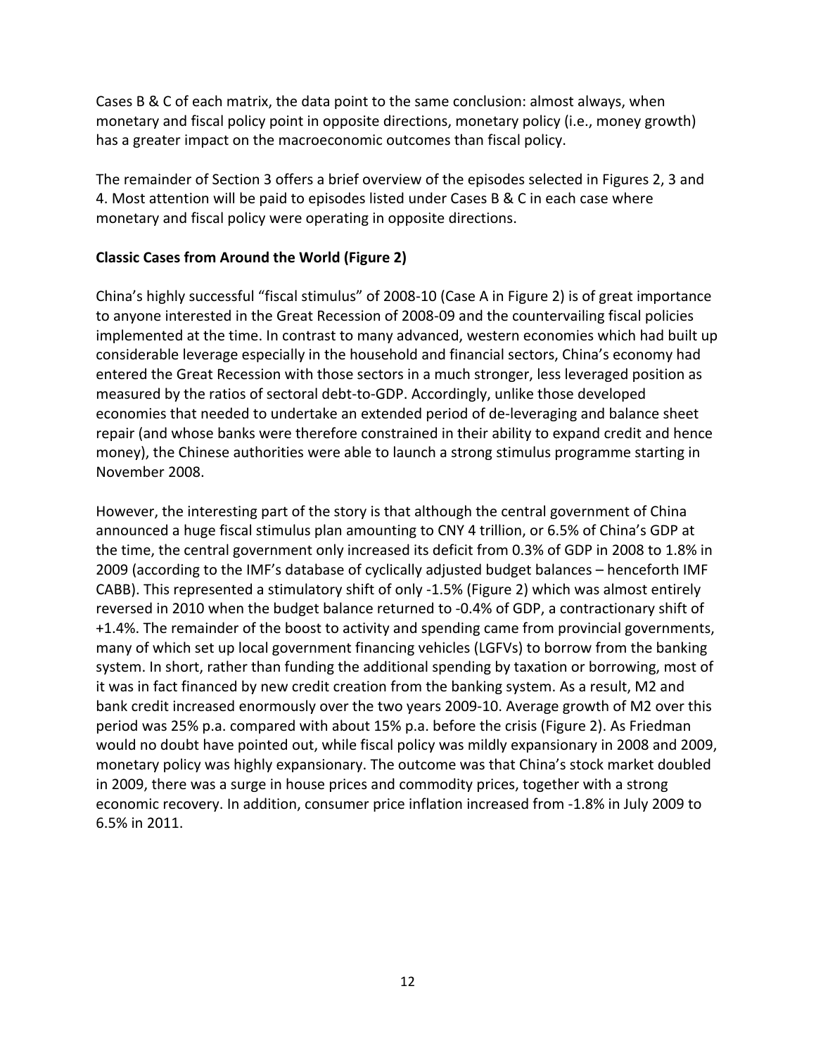Cases B & C of each matrix, the data point to the same conclusion: almost always, when monetary and fiscal policy point in opposite directions, monetary policy (i.e., money growth) has a greater impact on the macroeconomic outcomes than fiscal policy.

The remainder of Section 3 offers a brief overview of the episodes selected in Figures 2, 3 and 4. Most attention will be paid to episodes listed under Cases B & C in each case where monetary and fiscal policy were operating in opposite directions.

**Classic Cases from Around the World (Figure 2)**

China's highly successful "fiscal stimulus" of 2008-10 (Case A in Figure 2) is of great importance to anyone interested in the Great Recession of 2008-09 and the countervailing fiscal policies implemented at the time. In contrast to many advanced, western economies which had built up considerable leverage especially in the household and financial sectors, China's economy had entered the Great Recession with those sectors in a much stronger, less leveraged position as measured by the ratios of sectoral debt-to-GDP. Accordingly, unlike those developed economies that needed to undertake an extended period of de-leveraging and balance sheet repair (and whose banks were therefore constrained in their ability to expand credit and hence money), the Chinese authorities were able to launch a strong stimulus programme starting in November 2008.

However, the interesting part of the story is that although the central government of China announced a huge fiscal stimulus plan amounting to CNY 4 trillion, or 6.5% of China's GDP at the time, the central government only increased its deficit from 0.3% of GDP in 2008 to 1.8% in 2009 (according to the IMF's database of cyclically adjusted budget balances – henceforth IMF CABB). This represented a stimulatory shift of only -1.5% (Figure 2) which was almost entirely reversed in 2010 when the budget balance returned to -0.4% of GDP, a contractionary shift of +1.4%. The remainder of the boost to activity and spending came from provincial governments, many of which set up local government financing vehicles (LGFVs) to borrow from the banking system. In short, rather than funding the additional spending by taxation or borrowing, most of it was in fact financed by new credit creation from the banking system. As a result, M2 and bank credit increased enormously over the two years 2009-10. Average growth of M2 over this period was 25% p.a. compared with about 15% p.a. before the crisis (Figure 2). As Friedman would no doubt have pointed out, while fiscal policy was mildly expansionary in 2008 and 2009, monetary policy was highly expansionary. The outcome was that China's stock market doubled in 2009, there was a surge in house prices and commodity prices, together with a strong economic recovery. In addition, consumer price inflation increased from -1.8% in July 2009 to 6.5% in 2011.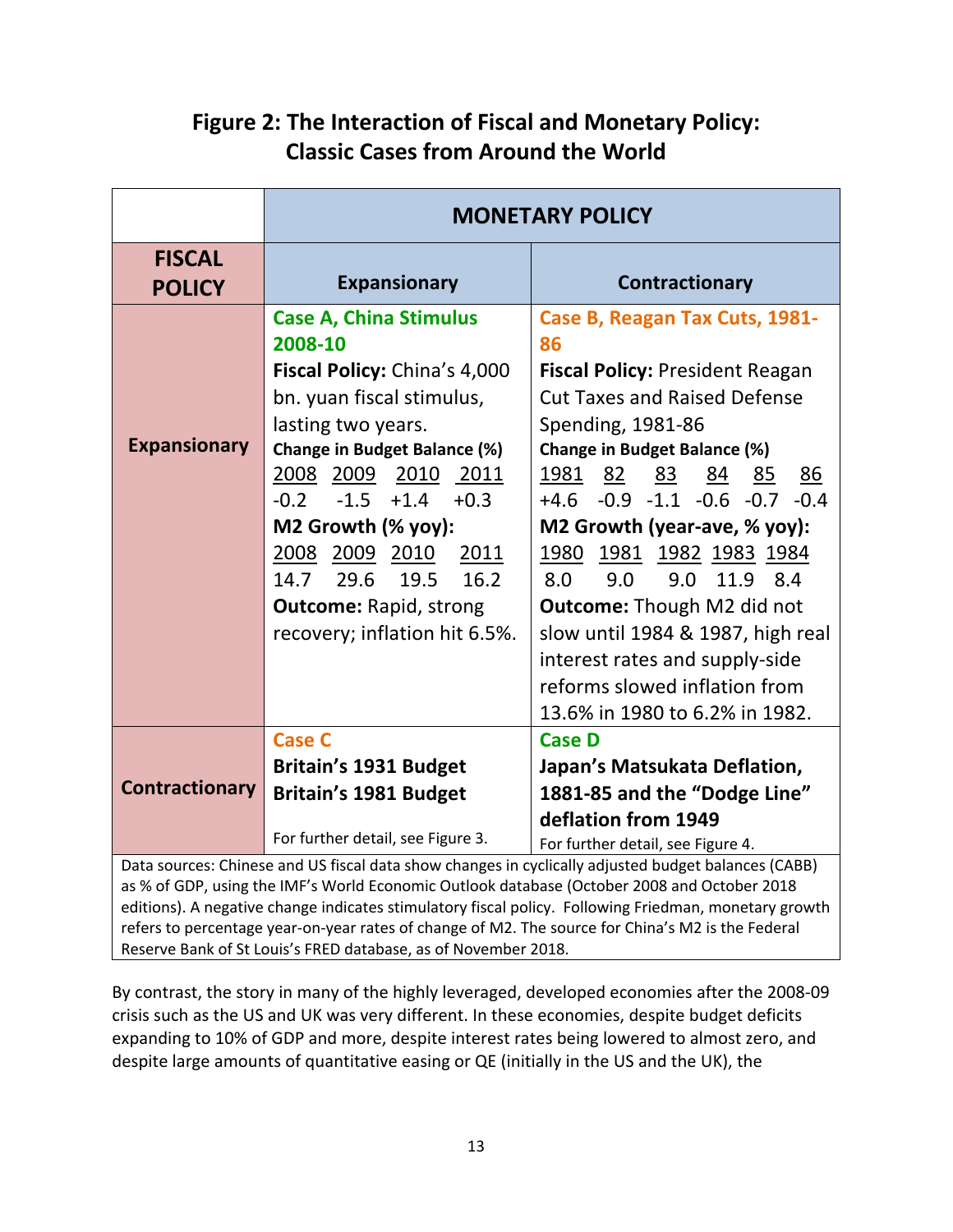## Figure 2: The Interaction of Fiscal and Monetary Policy: Classic Cases from Around the World

| | **MONETARY POLICY** | |
|---|---|---|
| **FISCAL POLICY** | **Expansionary** | **Contractionary** |
| **Expansionary** | **Case A, China Stimulus 2008-10**<br>**Fiscal Policy:** China's 4,000 bn. yuan fiscal stimulus, lasting two years.<br>**Change in Budget Balance (%)**<br>2008 2009 2010 2011<br>-0.2 -1.5 +1.4 +0.3<br>**M2 Growth (% yoy):**<br>2008 2009 2010 2011<br>14.7 29.6 19.5 16.2<br>**Outcome:** Rapid, strong recovery; inflation hit 6.5%. | **Case B, Reagan Tax Cuts, 1981-86**<br>**Fiscal Policy:** President Reagan Cut Taxes and Raised Defense Spending, 1981-86<br>**Change in Budget Balance (%)**<br>1981 82 83 84 85 86<br>+4.6 -0.9 -1.1 -0.6 -0.7 -0.4<br>**M2 Growth (year-ave, % yoy):**<br>1980 1981 1982 1983 1984<br>8.0 9.0 9.0 11.9 8.4<br>**Outcome:** Though M2 did not slow until 1984 & 1987, high real interest rates and supply-side reforms slowed inflation from 13.6% in 1980 to 6.2% in 1982. |
| **Contractionary** | **Case C**<br>**Britain's 1931 Budget**<br>**Britain's 1981 Budget**<br>For further detail, see Figure 3. | **Case D**<br>**Japan's Matsukata Deflation, 1881-85 and the "Dodge Line" deflation from 1949**<br>For further detail, see Figure 4. |

Data sources: Chinese and US fiscal data show changes in cyclically adjusted budget balances (CABB) as % of GDP, using the IMF's World Economic Outlook database (October 2008 and October 2018 editions). A negative change indicates stimulatory fiscal policy. Following Friedman, monetary growth refers to percentage year-on-year rates of change of M2. The source for China's M2 is the Federal Reserve Bank of St Louis's FRED database, as of November 2018.

By contrast, the story in many of the highly leveraged, developed economies after the 2008-09 crisis such as the US and UK was very different. In these economies, despite budget deficits expanding to 10% of GDP and more, despite interest rates being lowered to almost zero, and despite large amounts of quantitative easing or QE (initially in the US and the UK), the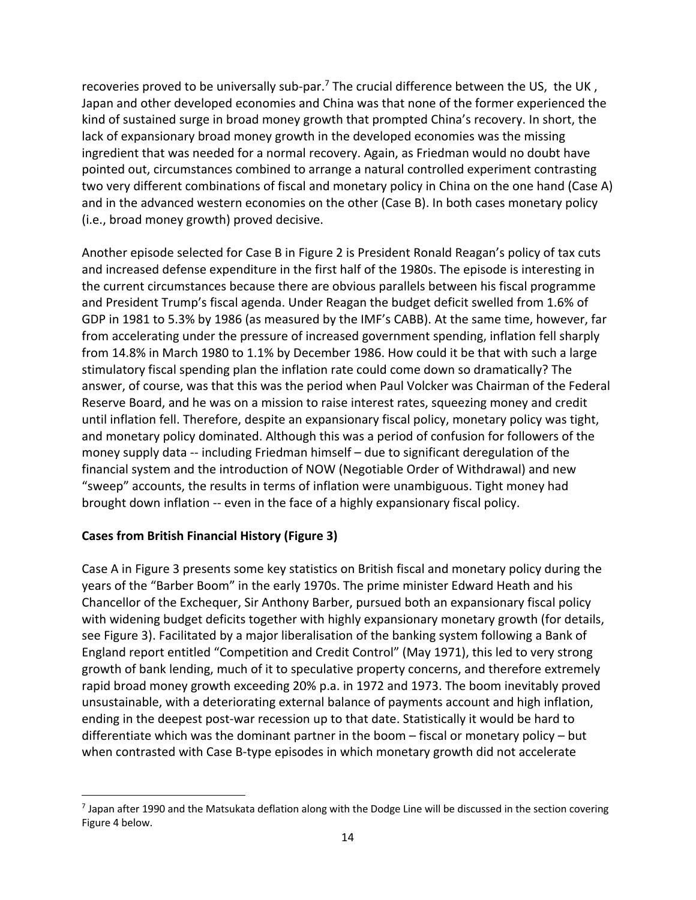recoveries proved to be universally sub-par.[7] The crucial difference between the US, the UK , Japan and other developed economies and China was that none of the former experienced the kind of sustained surge in broad money growth that prompted China's recovery. In short, the lack of expansionary broad money growth in the developed economies was the missing ingredient that was needed for a normal recovery. Again, as Friedman would no doubt have pointed out, circumstances combined to arrange a natural controlled experiment contrasting two very different combinations of fiscal and monetary policy in China on the one hand (Case A) and in the advanced western economies on the other (Case B). In both cases monetary policy (i.e., broad money growth) proved decisive.

Another episode selected for Case B in Figure 2 is President Ronald Reagan's policy of tax cuts and increased defense expenditure in the first half of the 1980s. The episode is interesting in the current circumstances because there are obvious parallels between his fiscal programme and President Trump's fiscal agenda. Under Reagan the budget deficit swelled from 1.6% of GDP in 1981 to 5.3% by 1986 (as measured by the IMF's CABB). At the same time, however, far from accelerating under the pressure of increased government spending, inflation fell sharply from 14.8% in March 1980 to 1.1% by December 1986. How could it be that with such a large stimulatory fiscal spending plan the inflation rate could come down so dramatically? The answer, of course, was that this was the period when Paul Volcker was Chairman of the Federal Reserve Board, and he was on a mission to raise interest rates, squeezing money and credit until inflation fell. Therefore, despite an expansionary fiscal policy, monetary policy was tight, and monetary policy dominated. Although this was a period of confusion for followers of the money supply data -- including Friedman himself – due to significant deregulation of the financial system and the introduction of NOW (Negotiable Order of Withdrawal) and new "sweep" accounts, the results in terms of inflation were unambiguous. Tight money had brought down inflation -- even in the face of a highly expansionary fiscal policy.

**Cases from British Financial History (Figure 3)**

Case A in Figure 3 presents some key statistics on British fiscal and monetary policy during the years of the "Barber Boom" in the early 1970s. The prime minister Edward Heath and his Chancellor of the Exchequer, Sir Anthony Barber, pursued both an expansionary fiscal policy with widening budget deficits together with highly expansionary monetary growth (for details, see Figure 3). Facilitated by a major liberalisation of the banking system following a Bank of England report entitled "Competition and Credit Control" (May 1971), this led to very strong growth of bank lending, much of it to speculative property concerns, and therefore extremely rapid broad money growth exceeding 20% p.a. in 1972 and 1973. The boom inevitably proved unsustainable, with a deteriorating external balance of payments account and high inflation, ending in the deepest post-war recession up to that date. Statistically it would be hard to differentiate which was the dominant partner in the boom – fiscal or monetary policy – but when contrasted with Case B-type episodes in which monetary growth did not accelerate

---

[7] Japan after 1990 and the Matsukata deflation along with the Dodge Line will be discussed in the section covering Figure 4 below.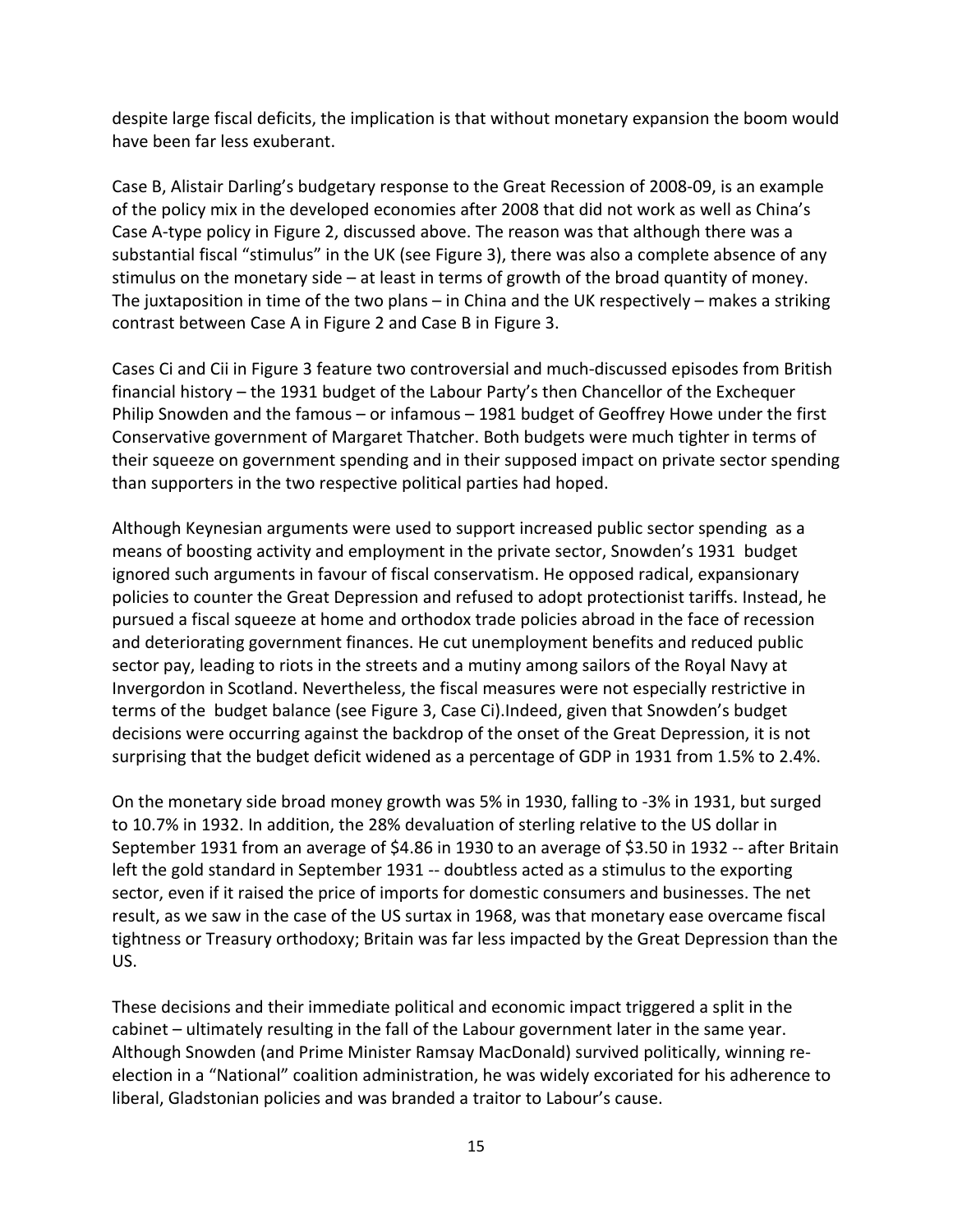despite large fiscal deficits, the implication is that without monetary expansion the boom would have been far less exuberant.

Case B, Alistair Darling's budgetary response to the Great Recession of 2008-09, is an example of the policy mix in the developed economies after 2008 that did not work as well as China's Case A-type policy in Figure 2, discussed above. The reason was that although there was a substantial fiscal "stimulus" in the UK (see Figure 3), there was also a complete absence of any stimulus on the monetary side – at least in terms of growth of the broad quantity of money. The juxtaposition in time of the two plans – in China and the UK respectively – makes a striking contrast between Case A in Figure 2 and Case B in Figure 3.

Cases Ci and Cii in Figure 3 feature two controversial and much-discussed episodes from British financial history – the 1931 budget of the Labour Party's then Chancellor of the Exchequer Philip Snowden and the famous – or infamous – 1981 budget of Geoffrey Howe under the first Conservative government of Margaret Thatcher. Both budgets were much tighter in terms of their squeeze on government spending and in their supposed impact on private sector spending than supporters in the two respective political parties had hoped.

Although Keynesian arguments were used to support increased public sector spending as a means of boosting activity and employment in the private sector, Snowden's 1931 budget ignored such arguments in favour of fiscal conservatism. He opposed radical, expansionary policies to counter the Great Depression and refused to adopt protectionist tariffs. Instead, he pursued a fiscal squeeze at home and orthodox trade policies abroad in the face of recession and deteriorating government finances. He cut unemployment benefits and reduced public sector pay, leading to riots in the streets and a mutiny among sailors of the Royal Navy at Invergordon in Scotland. Nevertheless, the fiscal measures were not especially restrictive in terms of the budget balance (see Figure 3, Case Ci).Indeed, given that Snowden's budget decisions were occurring against the backdrop of the onset of the Great Depression, it is not surprising that the budget deficit widened as a percentage of GDP in 1931 from 1.5% to 2.4%.

On the monetary side broad money growth was 5% in 1930, falling to -3% in 1931, but surged to 10.7% in 1932. In addition, the 28% devaluation of sterling relative to the US dollar in September 1931 from an average of $4.86 in 1930 to an average of $3.50 in 1932 -- after Britain left the gold standard in September 1931 -- doubtless acted as a stimulus to the exporting sector, even if it raised the price of imports for domestic consumers and businesses. The net result, as we saw in the case of the US surtax in 1968, was that monetary ease overcame fiscal tightness or Treasury orthodoxy; Britain was far less impacted by the Great Depression than the US.

These decisions and their immediate political and economic impact triggered a split in the cabinet – ultimately resulting in the fall of the Labour government later in the same year. Although Snowden (and Prime Minister Ramsay MacDonald) survived politically, winning re-election in a "National" coalition administration, he was widely excoriated for his adherence to liberal, Gladstonian policies and was branded a traitor to Labour's cause.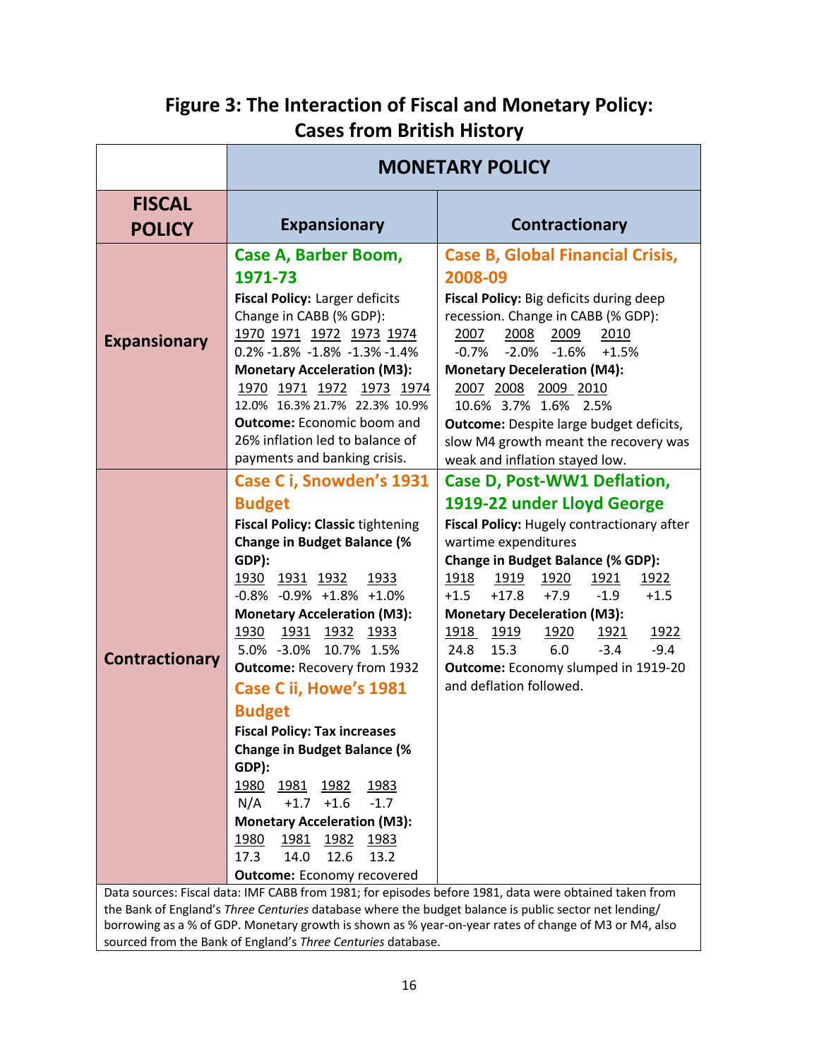## Figure 3: The Interaction of Fiscal and Monetary Policy: Cases from British History

| FISCAL POLICY | MONETARY POLICY: Expansionary | MONETARY POLICY: Contractionary |
|---|---|---|
| **Expansionary** | **Case A, Barber Boom, 1971-73**<br>**Fiscal Policy:** Larger deficits<br>Change in CABB (% GDP):<br>1970 1971 1972 1973 1974<br>0.2% -1.8% -1.8% -1.3% -1.4%<br>**Monetary Acceleration (M3):**<br>1970 1971 1972 1973 1974<br>12.0% 16.3% 21.7% 22.3% 10.9%<br>**Outcome:** Economic boom and 26% inflation led to balance of payments and banking crisis. | **Case B, Global Financial Crisis, 2008-09**<br>**Fiscal Policy:** Big deficits during deep recession. Change in CABB (% GDP):<br>2007 2008 2009 2010<br>-0.7% -2.0% -1.6% +1.5%<br>**Monetary Deceleration (M4):**<br>2007 2008 2009 2010<br>10.6% 3.7% 1.6% 2.5%<br>**Outcome:** Despite large budget deficits, slow M4 growth meant the recovery was weak and inflation stayed low. |
| **Contractionary** | **Case C i, Snowden's 1931 Budget**<br>**Fiscal Policy: Classic** tightening<br>**Change in Budget Balance (% GDP):**<br>1930 1931 1932 1933<br>-0.8% -0.9% +1.8% +1.0%<br>**Monetary Acceleration (M3):**<br>1930 1931 1932 1933<br>5.0% -3.0% 10.7% 1.5%<br>**Outcome:** Recovery from 1932<br><br>**Case C ii, Howe's 1981 Budget**<br>**Fiscal Policy: Tax increases**<br>**Change in Budget Balance (% GDP):**<br>1980 1981 1982 1983<br>N/A +1.7 +1.6 -1.7<br>**Monetary Acceleration (M3):**<br>1980 1981 1982 1983<br>17.3 14.0 12.6 13.2<br>**Outcome:** Economy recovered | **Case D, Post-WW1 Deflation, 1919-22 under Lloyd George**<br>**Fiscal Policy:** Hugely contractionary after wartime expenditures<br>**Change in Budget Balance (% GDP):**<br>1918 1919 1920 1921 1922<br>+1.5 +17.8 +7.9 -1.9 +1.5<br>**Monetary Deceleration (M3):**<br>1918 1919 1920 1921 1922<br>24.8 15.3 6.0 -3.4 -9.4<br>**Outcome:** Economy slumped in 1919-20 and deflation followed. |

Data sources: Fiscal data: IMF CABB from 1981; for episodes before 1981, data were obtained taken from the Bank of England's *Three Centuries* database where the budget balance is public sector net lending/ borrowing as a % of GDP. Monetary growth is shown as % year-on-year rates of change of M3 or M4, also sourced from the Bank of England's *Three Centuries* database.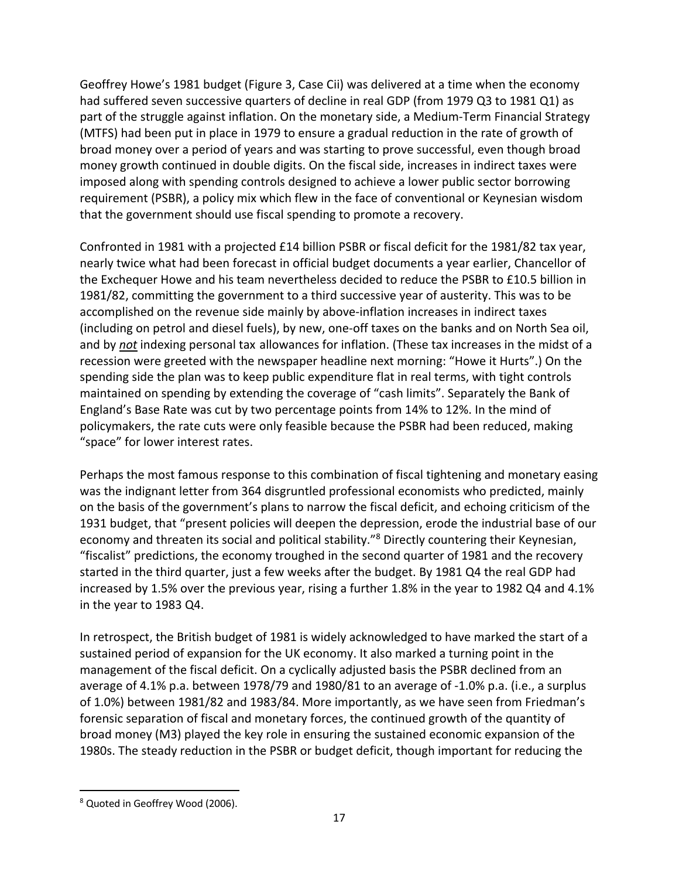Geoffrey Howe's 1981 budget (Figure 3, Case Cii) was delivered at a time when the economy had suffered seven successive quarters of decline in real GDP (from 1979 Q3 to 1981 Q1) as part of the struggle against inflation. On the monetary side, a Medium-Term Financial Strategy (MTFS) had been put in place in 1979 to ensure a gradual reduction in the rate of growth of broad money over a period of years and was starting to prove successful, even though broad money growth continued in double digits. On the fiscal side, increases in indirect taxes were imposed along with spending controls designed to achieve a lower public sector borrowing requirement (PSBR), a policy mix which flew in the face of conventional or Keynesian wisdom that the government should use fiscal spending to promote a recovery.

Confronted in 1981 with a projected £14 billion PSBR or fiscal deficit for the 1981/82 tax year, nearly twice what had been forecast in official budget documents a year earlier, Chancellor of the Exchequer Howe and his team nevertheless decided to reduce the PSBR to £10.5 billion in 1981/82, committing the government to a third successive year of austerity. This was to be accomplished on the revenue side mainly by above-inflation increases in indirect taxes (including on petrol and diesel fuels), by new, one-off taxes on the banks and on North Sea oil, and by ***not*** indexing personal tax allowances for inflation. (These tax increases in the midst of a recession were greeted with the newspaper headline next morning: "Howe it Hurts".) On the spending side the plan was to keep public expenditure flat in real terms, with tight controls maintained on spending by extending the coverage of "cash limits". Separately the Bank of England's Base Rate was cut by two percentage points from 14% to 12%. In the mind of policymakers, the rate cuts were only feasible because the PSBR had been reduced, making "space" for lower interest rates.

Perhaps the most famous response to this combination of fiscal tightening and monetary easing was the indignant letter from 364 disgruntled professional economists who predicted, mainly on the basis of the government's plans to narrow the fiscal deficit, and echoing criticism of the 1931 budget, that "present policies will deepen the depression, erode the industrial base of our economy and threaten its social and political stability."[8] Directly countering their Keynesian, "fiscalist" predictions, the economy troughed in the second quarter of 1981 and the recovery started in the third quarter, just a few weeks after the budget. By 1981 Q4 the real GDP had increased by 1.5% over the previous year, rising a further 1.8% in the year to 1982 Q4 and 4.1% in the year to 1983 Q4.

In retrospect, the British budget of 1981 is widely acknowledged to have marked the start of a sustained period of expansion for the UK economy. It also marked a turning point in the management of the fiscal deficit. On a cyclically adjusted basis the PSBR declined from an average of 4.1% p.a. between 1978/79 and 1980/81 to an average of -1.0% p.a. (i.e., a surplus of 1.0%) between 1981/82 and 1983/84. More importantly, as we have seen from Friedman's forensic separation of fiscal and monetary forces, the continued growth of the quantity of broad money (M3) played the key role in ensuring the sustained economic expansion of the 1980s. The steady reduction in the PSBR or budget deficit, though important for reducing the

---

[8] Quoted in Geoffrey Wood (2006).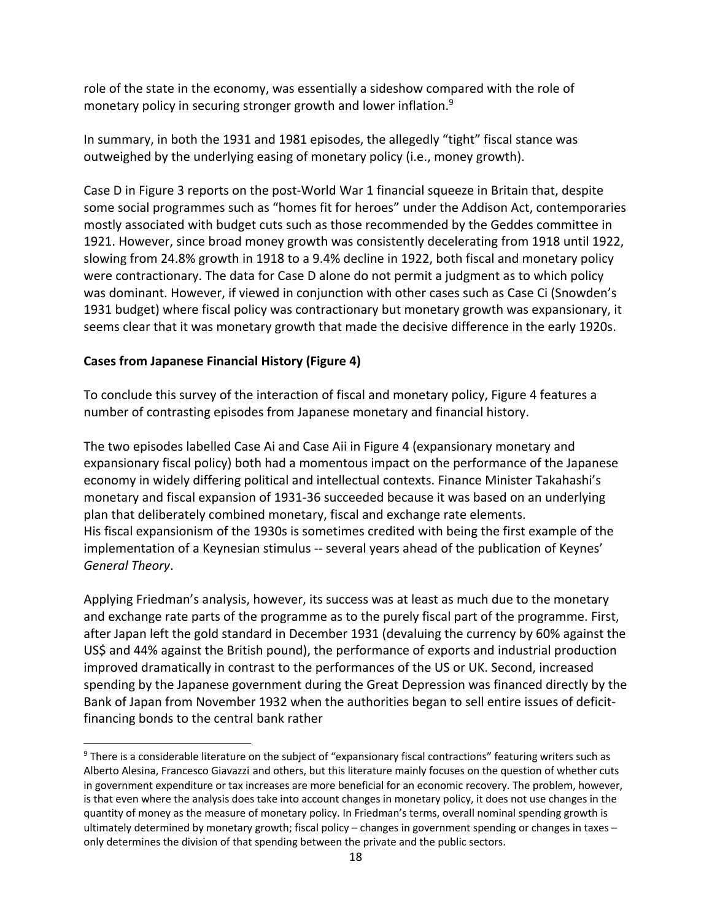role of the state in the economy, was essentially a sideshow compared with the role of monetary policy in securing stronger growth and lower inflation.[9]

In summary, in both the 1931 and 1981 episodes, the allegedly "tight" fiscal stance was outweighed by the underlying easing of monetary policy (i.e., money growth).

Case D in Figure 3 reports on the post-World War 1 financial squeeze in Britain that, despite some social programmes such as "homes fit for heroes" under the Addison Act, contemporaries mostly associated with budget cuts such as those recommended by the Geddes committee in 1921. However, since broad money growth was consistently decelerating from 1918 until 1922, slowing from 24.8% growth in 1918 to a 9.4% decline in 1922, both fiscal and monetary policy were contractionary. The data for Case D alone do not permit a judgment as to which policy was dominant. However, if viewed in conjunction with other cases such as Case Ci (Snowden's 1931 budget) where fiscal policy was contractionary but monetary growth was expansionary, it seems clear that it was monetary growth that made the decisive difference in the early 1920s.

**Cases from Japanese Financial History (Figure 4)**

To conclude this survey of the interaction of fiscal and monetary policy, Figure 4 features a number of contrasting episodes from Japanese monetary and financial history.

The two episodes labelled Case Ai and Case Aii in Figure 4 (expansionary monetary and expansionary fiscal policy) both had a momentous impact on the performance of the Japanese economy in widely differing political and intellectual contexts. Finance Minister Takahashi's monetary and fiscal expansion of 1931-36 succeeded because it was based on an underlying plan that deliberately combined monetary, fiscal and exchange rate elements.
His fiscal expansionism of the 1930s is sometimes credited with being the first example of the implementation of a Keynesian stimulus -- several years ahead of the publication of Keynes' *General Theory*.

Applying Friedman's analysis, however, its success was at least as much due to the monetary and exchange rate parts of the programme as to the purely fiscal part of the programme. First, after Japan left the gold standard in December 1931 (devaluing the currency by 60% against the US$ and 44% against the British pound), the performance of exports and industrial production improved dramatically in contrast to the performances of the US or UK. Second, increased spending by the Japanese government during the Great Depression was financed directly by the Bank of Japan from November 1932 when the authorities began to sell entire issues of deficit-financing bonds to the central bank rather

[9] There is a considerable literature on the subject of "expansionary fiscal contractions" featuring writers such as Alberto Alesina, Francesco Giavazzi and others, but this literature mainly focuses on the question of whether cuts in government expenditure or tax increases are more beneficial for an economic recovery. The problem, however, is that even where the analysis does take into account changes in monetary policy, it does not use changes in the quantity of money as the measure of monetary policy. In Friedman's terms, overall nominal spending growth is ultimately determined by monetary growth; fiscal policy – changes in government spending or changes in taxes – only determines the division of that spending between the private and the public sectors.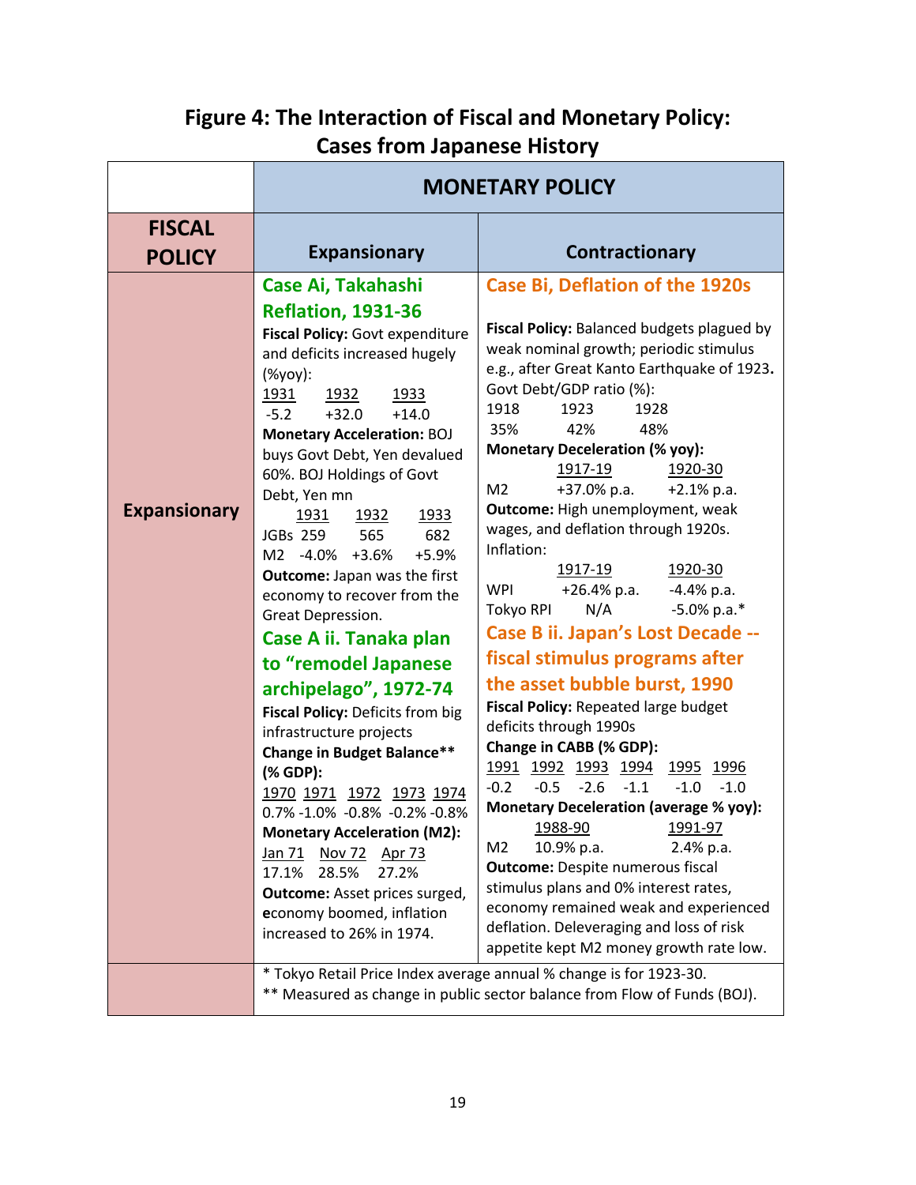# Figure 4: The Interaction of Fiscal and Monetary Policy: Cases from Japanese History

| FISCAL POLICY | MONETARY POLICY: Expansionary | MONETARY POLICY: Contractionary |
|---|---|---|
| **Expansionary** | **Case Ai, Takahashi Reflation, 1931-36**<br>**Fiscal Policy:** Govt expenditure and deficits increased hugely (%yoy):<br>1931: -5.2; 1932: +32.0; 1933: +14.0<br>**Monetary Acceleration:** BOJ buys Govt Debt, Yen devalued 60%. BOJ Holdings of Govt Debt, Yen mn<br>JGBs: 1931: 259; 1932: 565; 1933: 682<br>M2: 1931: -4.0%; 1932: +3.6%; 1933: +5.9%<br>**Outcome:** Japan was the first economy to recover from the Great Depression.<br><br>**Case A ii. Tanaka plan to "remodel Japanese archipelago", 1972-74**<br>**Fiscal Policy:** Deficits from big infrastructure projects<br>**Change in Budget Balance\*\* (% GDP):**<br>1970: 0.7%; 1971: -1.0%; 1972: -0.8%; 1973: -0.2%; 1974: -0.8%<br>**Monetary Acceleration (M2):**<br>Jan 71: 17.1%; Nov 72: 28.5%; Apr 73: 27.2%<br>**Outcome:** Asset prices surged, **e**conomy boomed, inflation increased to 26% in 1974. | **Case Bi, Deflation of the 1920s**<br>**Fiscal Policy:** Balanced budgets plagued by weak nominal growth; periodic stimulus e.g., after Great Kanto Earthquake of 1923**.**<br>Govt Debt/GDP ratio (%):<br>1918: 35%; 1923: 42%; 1928: 48%<br>**Monetary Deceleration (% yoy):**<br>M2: 1917-19: +37.0% p.a.; 1920-30: +2.1% p.a.<br>**Outcome:** High unemployment, weak wages, and deflation through 1920s.<br>Inflation:<br>WPI: 1917-19: +26.4% p.a.; 1920-30: -4.4% p.a.<br>Tokyo RPI: 1917-19: N/A; 1920-30: -5.0% p.a.\*<br><br>**Case B ii. Japan's Lost Decade -- fiscal stimulus programs after the asset bubble burst, 1990**<br>**Fiscal Policy:** Repeated large budget deficits through 1990s<br>**Change in CABB (% GDP):**<br>1991: -0.2; 1992: -0.5; 1993: -2.6; 1994: -1.1; 1995: -1.0; 1996: -1.0<br>**Monetary Deceleration (average % yoy):**<br>M2: 1988-90: 10.9% p.a.; 1991-97: 2.4% p.a.<br>**Outcome:** Despite numerous fiscal stimulus plans and 0% interest rates, economy remained weak and experienced deflation. Deleveraging and loss of risk appetite kept M2 money growth rate low. |

\* Tokyo Retail Price Index average annual % change is for 1923-30.
\*\* Measured as change in public sector balance from Flow of Funds (BOJ).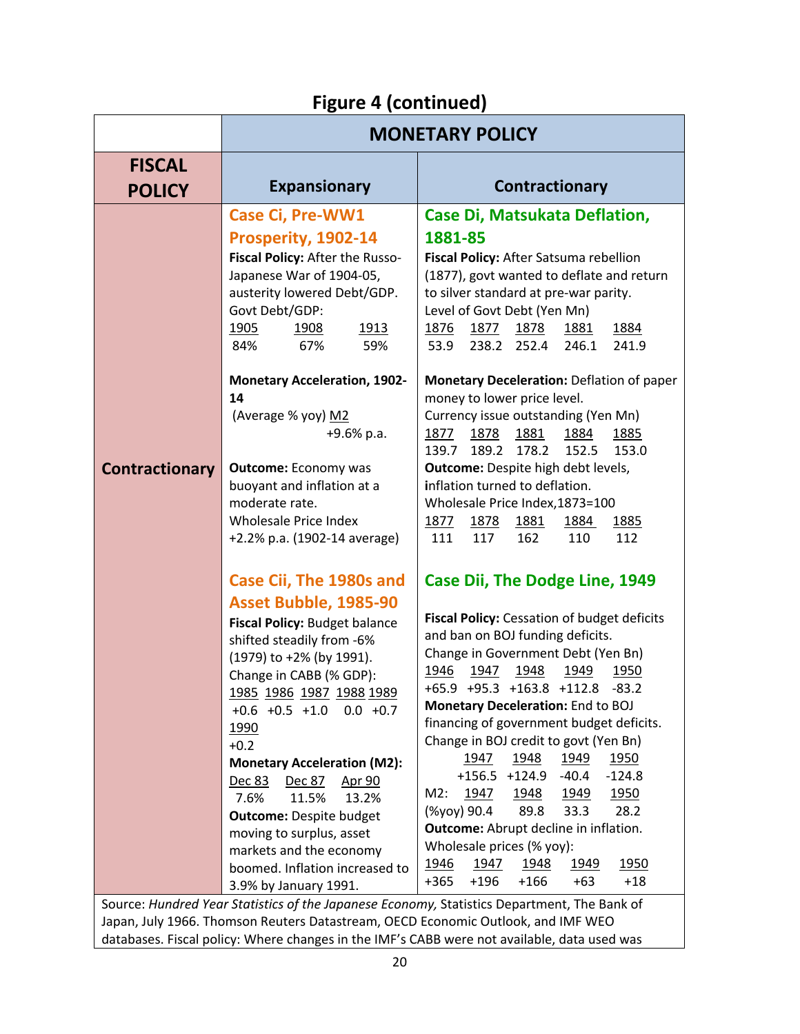## Figure 4 (continued)

| | MONETARY POLICY | |
|---|---|---|
| **FISCAL POLICY** | **Expansionary** | **Contractionary** |
| **Contractionary** | **Case Ci, Pre-WW1 Prosperity, 1902-14**<br>**Fiscal Policy:** After the Russo-Japanese War of 1904-05, austerity lowered Debt/GDP.<br>Govt Debt/GDP:<br>1905 / 1908 / 1913<br>84% / 67% / 59%<br><br>**Monetary Acceleration, 1902-14**<br>(Average % yoy) M2<br>+9.6% p.a.<br><br>**Outcome:** Economy was buoyant and inflation at a moderate rate.<br>Wholesale Price Index<br>+2.2% p.a. (1902-14 average) | **Case Di, Matsukata Deflation, 1881-85**<br>**Fiscal Policy:** After Satsuma rebellion (1877), govt wanted to deflate and return to silver standard at pre-war parity.<br>Level of Govt Debt (Yen Mn)<br>1876 / 1877 / 1878 / 1881 / 1884<br>53.9 / 238.2 / 252.4 / 246.1 / 241.9<br><br>**Monetary Deceleration:** Deflation of paper money to lower price level.<br>Currency issue outstanding (Yen Mn)<br>1877 / 1878 / 1881 / 1884 / 1885<br>139.7 / 189.2 / 178.2 / 152.5 / 153.0<br>**Outcome:** Despite high debt levels, inflation turned to deflation.<br>Wholesale Price Index,1873=100<br>1877 / 1878 / 1881 / 1884 / 1885<br>111 / 117 / 162 / 110 / 112 |
| | **Case Cii, The 1980s and Asset Bubble, 1985-90**<br>**Fiscal Policy:** Budget balance shifted steadily from -6% (1979) to +2% (by 1991).<br>Change in CABB (% GDP):<br>1985 / 1986 / 1987 / 1988 / 1989 / 1990<br>+0.6 / +0.5 / +1.0 / 0.0 / +0.7 / +0.2<br>**Monetary Acceleration (M2):**<br>Dec 83 / Dec 87 / Apr 90<br>7.6% / 11.5% / 13.2%<br>**Outcome:** Despite budget moving to surplus, asset markets and the economy boomed. Inflation increased to 3.9% by January 1991. | **Case Dii, The Dodge Line, 1949**<br>**Fiscal Policy:** Cessation of budget deficits and ban on BOJ funding deficits.<br>Change in Government Debt (Yen Bn)<br>1946 / 1947 / 1948 / 1949 / 1950<br>+65.9 / +95.3 / +163.8 / +112.8 / -83.2<br>**Monetary Deceleration:** End to BOJ financing of government budget deficits.<br>Change in BOJ credit to govt (Yen Bn)<br>1947 / 1948 / 1949 / 1950<br>+156.5 / +124.9 / -40.4 / -124.8<br>M2: 1947 / 1948 / 1949 / 1950<br>(%yoy) 90.4 / 89.8 / 33.3 / 28.2<br>**Outcome:** Abrupt decline in inflation.<br>Wholesale prices (% yoy):<br>1946 / 1947 / 1948 / 1949 / 1950<br>+365 / +196 / +166 / +63 / +18 |

Source: *Hundred Year Statistics of the Japanese Economy,* Statistics Department, The Bank of Japan, July 1966. Thomson Reuters Datastream, OECD Economic Outlook, and IMF WEO databases. Fiscal policy: Where changes in the IMF's CABB were not available, data used was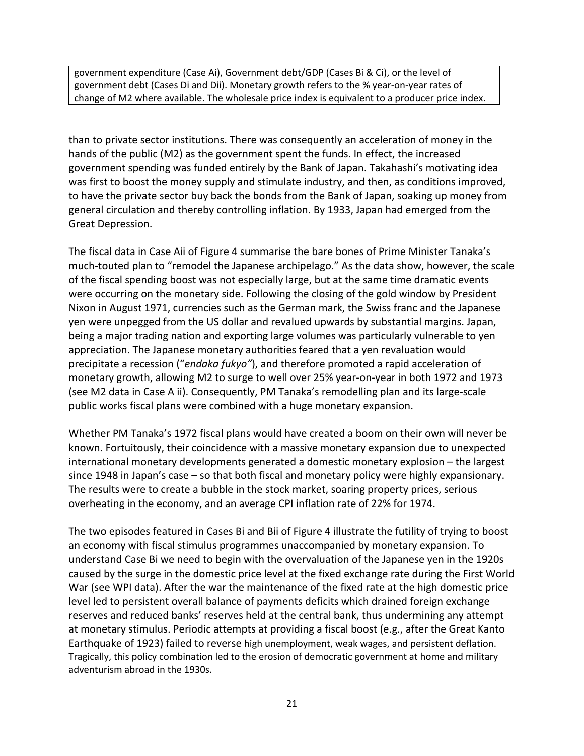government expenditure (Case Ai), Government debt/GDP (Cases Bi & Ci), or the level of government debt (Cases Di and Dii). Monetary growth refers to the % year-on-year rates of change of M2 where available. The wholesale price index is equivalent to a producer price index.

than to private sector institutions. There was consequently an acceleration of money in the hands of the public (M2) as the government spent the funds. In effect, the increased government spending was funded entirely by the Bank of Japan. Takahashi's motivating idea was first to boost the money supply and stimulate industry, and then, as conditions improved, to have the private sector buy back the bonds from the Bank of Japan, soaking up money from general circulation and thereby controlling inflation. By 1933, Japan had emerged from the Great Depression.

The fiscal data in Case Aii of Figure 4 summarise the bare bones of Prime Minister Tanaka's much-touted plan to "remodel the Japanese archipelago." As the data show, however, the scale of the fiscal spending boost was not especially large, but at the same time dramatic events were occurring on the monetary side. Following the closing of the gold window by President Nixon in August 1971, currencies such as the German mark, the Swiss franc and the Japanese yen were unpegged from the US dollar and revalued upwards by substantial margins. Japan, being a major trading nation and exporting large volumes was particularly vulnerable to yen appreciation. The Japanese monetary authorities feared that a yen revaluation would precipitate a recession ("*endaka fukyo"*), and therefore promoted a rapid acceleration of monetary growth, allowing M2 to surge to well over 25% year-on-year in both 1972 and 1973 (see M2 data in Case A ii). Consequently, PM Tanaka's remodelling plan and its large-scale public works fiscal plans were combined with a huge monetary expansion.

Whether PM Tanaka's 1972 fiscal plans would have created a boom on their own will never be known. Fortuitously, their coincidence with a massive monetary expansion due to unexpected international monetary developments generated a domestic monetary explosion – the largest since 1948 in Japan's case – so that both fiscal and monetary policy were highly expansionary. The results were to create a bubble in the stock market, soaring property prices, serious overheating in the economy, and an average CPI inflation rate of 22% for 1974.

The two episodes featured in Cases Bi and Bii of Figure 4 illustrate the futility of trying to boost an economy with fiscal stimulus programmes unaccompanied by monetary expansion. To understand Case Bi we need to begin with the overvaluation of the Japanese yen in the 1920s caused by the surge in the domestic price level at the fixed exchange rate during the First World War (see WPI data). After the war the maintenance of the fixed rate at the high domestic price level led to persistent overall balance of payments deficits which drained foreign exchange reserves and reduced banks' reserves held at the central bank, thus undermining any attempt at monetary stimulus. Periodic attempts at providing a fiscal boost (e.g., after the Great Kanto Earthquake of 1923) failed to reverse high unemployment, weak wages, and persistent deflation. Tragically, this policy combination led to the erosion of democratic government at home and military adventurism abroad in the 1930s.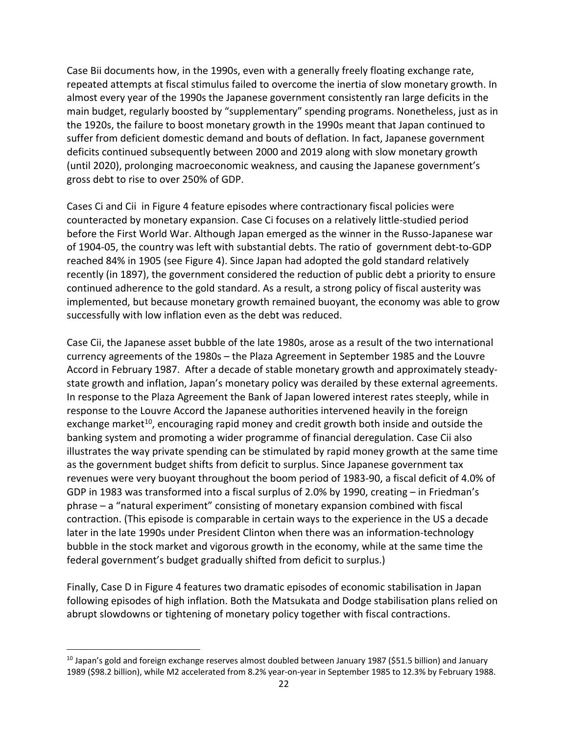Case Bii documents how, in the 1990s, even with a generally freely floating exchange rate, repeated attempts at fiscal stimulus failed to overcome the inertia of slow monetary growth. In almost every year of the 1990s the Japanese government consistently ran large deficits in the main budget, regularly boosted by "supplementary" spending programs. Nonetheless, just as in the 1920s, the failure to boost monetary growth in the 1990s meant that Japan continued to suffer from deficient domestic demand and bouts of deflation. In fact, Japanese government deficits continued subsequently between 2000 and 2019 along with slow monetary growth (until 2020), prolonging macroeconomic weakness, and causing the Japanese government's gross debt to rise to over 250% of GDP.

Cases Ci and Cii in Figure 4 feature episodes where contractionary fiscal policies were counteracted by monetary expansion. Case Ci focuses on a relatively little-studied period before the First World War. Although Japan emerged as the winner in the Russo-Japanese war of 1904-05, the country was left with substantial debts. The ratio of government debt-to-GDP reached 84% in 1905 (see Figure 4). Since Japan had adopted the gold standard relatively recently (in 1897), the government considered the reduction of public debt a priority to ensure continued adherence to the gold standard. As a result, a strong policy of fiscal austerity was implemented, but because monetary growth remained buoyant, the economy was able to grow successfully with low inflation even as the debt was reduced.

Case Cii, the Japanese asset bubble of the late 1980s, arose as a result of the two international currency agreements of the 1980s – the Plaza Agreement in September 1985 and the Louvre Accord in February 1987. After a decade of stable monetary growth and approximately steady-state growth and inflation, Japan's monetary policy was derailed by these external agreements. In response to the Plaza Agreement the Bank of Japan lowered interest rates steeply, while in response to the Louvre Accord the Japanese authorities intervened heavily in the foreign exchange market[10], encouraging rapid money and credit growth both inside and outside the banking system and promoting a wider programme of financial deregulation. Case Cii also illustrates the way private spending can be stimulated by rapid money growth at the same time as the government budget shifts from deficit to surplus. Since Japanese government tax revenues were very buoyant throughout the boom period of 1983-90, a fiscal deficit of 4.0% of GDP in 1983 was transformed into a fiscal surplus of 2.0% by 1990, creating – in Friedman's phrase – a "natural experiment" consisting of monetary expansion combined with fiscal contraction. (This episode is comparable in certain ways to the experience in the US a decade later in the late 1990s under President Clinton when there was an information-technology bubble in the stock market and vigorous growth in the economy, while at the same time the federal government's budget gradually shifted from deficit to surplus.)

Finally, Case D in Figure 4 features two dramatic episodes of economic stabilisation in Japan following episodes of high inflation. Both the Matsukata and Dodge stabilisation plans relied on abrupt slowdowns or tightening of monetary policy together with fiscal contractions.

[10] Japan's gold and foreign exchange reserves almost doubled between January 1987 ($51.5 billion) and January 1989 ($98.2 billion), while M2 accelerated from 8.2% year-on-year in September 1985 to 12.3% by February 1988.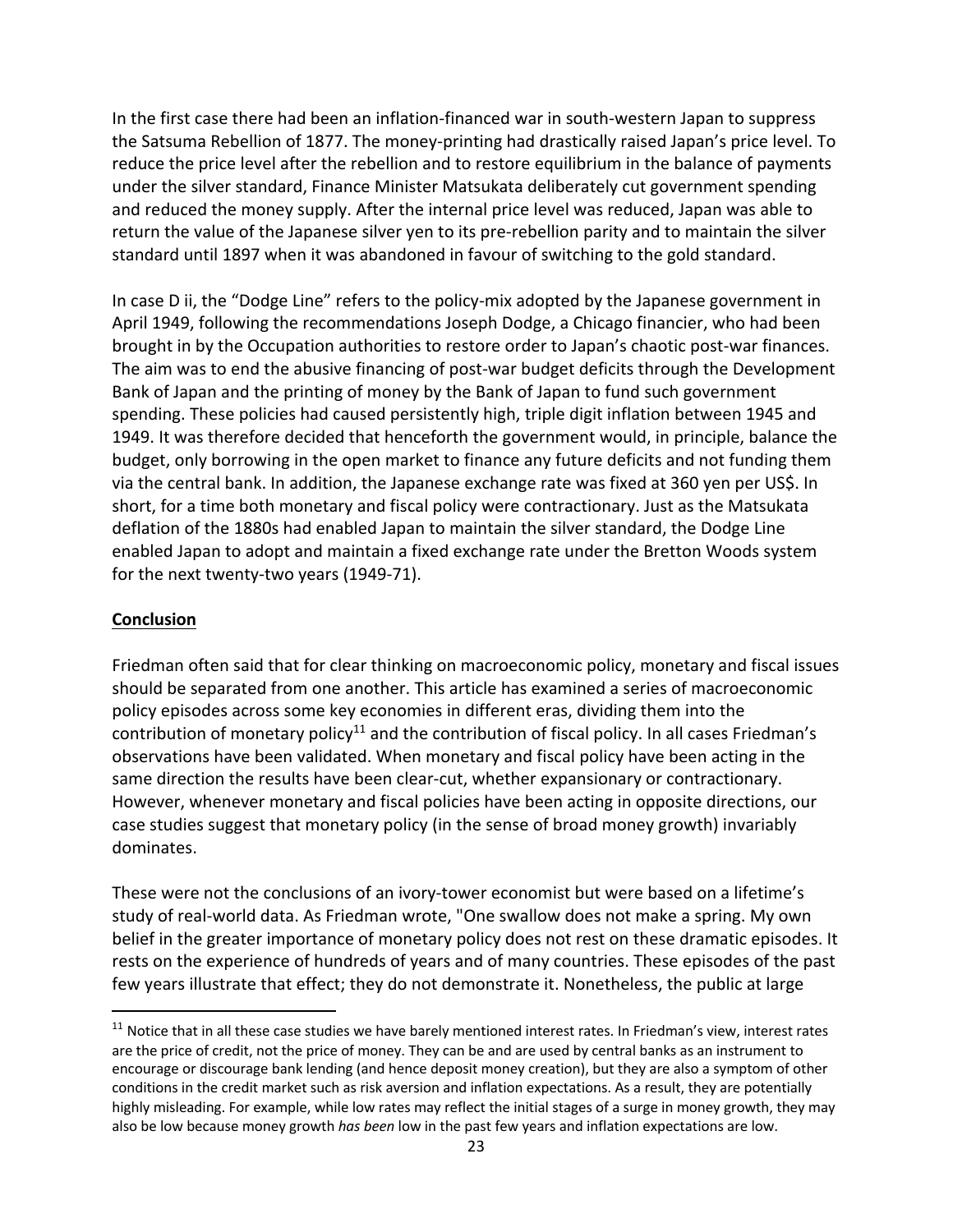In the first case there had been an inflation-financed war in south-western Japan to suppress the Satsuma Rebellion of 1877. The money-printing had drastically raised Japan's price level. To reduce the price level after the rebellion and to restore equilibrium in the balance of payments under the silver standard, Finance Minister Matsukata deliberately cut government spending and reduced the money supply. After the internal price level was reduced, Japan was able to return the value of the Japanese silver yen to its pre-rebellion parity and to maintain the silver standard until 1897 when it was abandoned in favour of switching to the gold standard.

In case D ii, the "Dodge Line" refers to the policy-mix adopted by the Japanese government in April 1949, following the recommendations Joseph Dodge, a Chicago financier, who had been brought in by the Occupation authorities to restore order to Japan's chaotic post-war finances. The aim was to end the abusive financing of post-war budget deficits through the Development Bank of Japan and the printing of money by the Bank of Japan to fund such government spending. These policies had caused persistently high, triple digit inflation between 1945 and 1949. It was therefore decided that henceforth the government would, in principle, balance the budget, only borrowing in the open market to finance any future deficits and not funding them via the central bank. In addition, the Japanese exchange rate was fixed at 360 yen per US$. In short, for a time both monetary and fiscal policy were contractionary. Just as the Matsukata deflation of the 1880s had enabled Japan to maintain the silver standard, the Dodge Line enabled Japan to adopt and maintain a fixed exchange rate under the Bretton Woods system for the next twenty-two years (1949-71).

## Conclusion

Friedman often said that for clear thinking on macroeconomic policy, monetary and fiscal issues should be separated from one another. This article has examined a series of macroeconomic policy episodes across some key economies in different eras, dividing them into the contribution of monetary policy[11] and the contribution of fiscal policy. In all cases Friedman's observations have been validated. When monetary and fiscal policy have been acting in the same direction the results have been clear-cut, whether expansionary or contractionary. However, whenever monetary and fiscal policies have been acting in opposite directions, our case studies suggest that monetary policy (in the sense of broad money growth) invariably dominates.

These were not the conclusions of an ivory-tower economist but were based on a lifetime's study of real-world data. As Friedman wrote, "One swallow does not make a spring. My own belief in the greater importance of monetary policy does not rest on these dramatic episodes. It rests on the experience of hundreds of years and of many countries. These episodes of the past few years illustrate that effect; they do not demonstrate it. Nonetheless, the public at large

[11] Notice that in all these case studies we have barely mentioned interest rates. In Friedman's view, interest rates are the price of credit, not the price of money. They can be and are used by central banks as an instrument to encourage or discourage bank lending (and hence deposit money creation), but they are also a symptom of other conditions in the credit market such as risk aversion and inflation expectations. As a result, they are potentially highly misleading. For example, while low rates may reflect the initial stages of a surge in money growth, they may also be low because money growth *has been* low in the past few years and inflation expectations are low.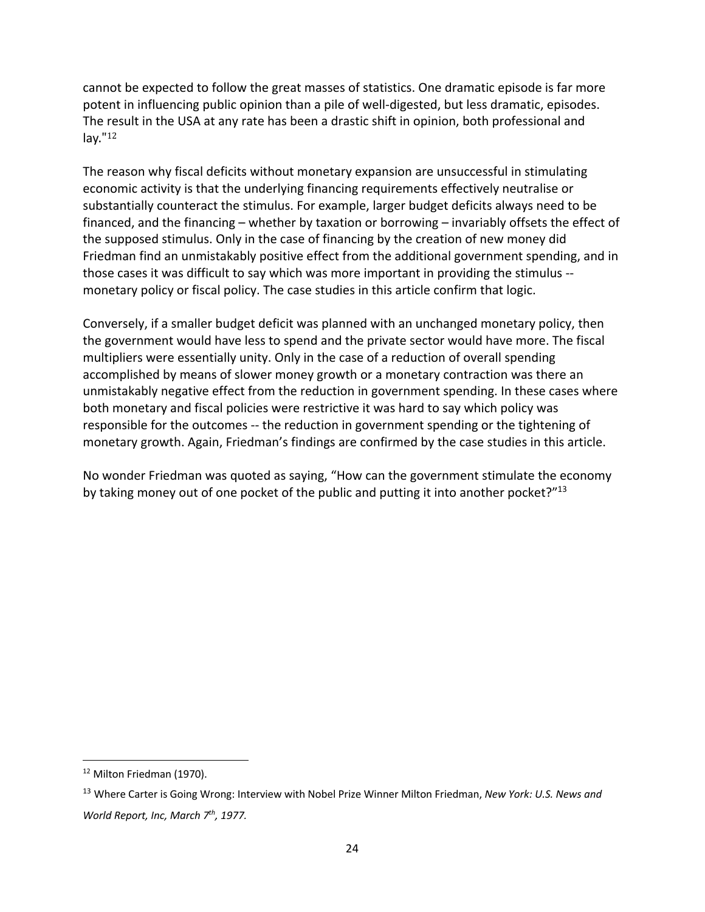cannot be expected to follow the great masses of statistics. One dramatic episode is far more potent in influencing public opinion than a pile of well-digested, but less dramatic, episodes. The result in the USA at any rate has been a drastic shift in opinion, both professional and lay."[12]

The reason why fiscal deficits without monetary expansion are unsuccessful in stimulating economic activity is that the underlying financing requirements effectively neutralise or substantially counteract the stimulus. For example, larger budget deficits always need to be financed, and the financing – whether by taxation or borrowing – invariably offsets the effect of the supposed stimulus. Only in the case of financing by the creation of new money did Friedman find an unmistakably positive effect from the additional government spending, and in those cases it was difficult to say which was more important in providing the stimulus -- monetary policy or fiscal policy. The case studies in this article confirm that logic.

Conversely, if a smaller budget deficit was planned with an unchanged monetary policy, then the government would have less to spend and the private sector would have more. The fiscal multipliers were essentially unity. Only in the case of a reduction of overall spending accomplished by means of slower money growth or a monetary contraction was there an unmistakably negative effect from the reduction in government spending. In these cases where both monetary and fiscal policies were restrictive it was hard to say which policy was responsible for the outcomes -- the reduction in government spending or the tightening of monetary growth. Again, Friedman's findings are confirmed by the case studies in this article.

No wonder Friedman was quoted as saying, "How can the government stimulate the economy by taking money out of one pocket of the public and putting it into another pocket?"[13]

---

[12] Milton Friedman (1970).

[13] Where Carter is Going Wrong: Interview with Nobel Prize Winner Milton Friedman, *New York: U.S. News and World Report, Inc, March 7th, 1977.*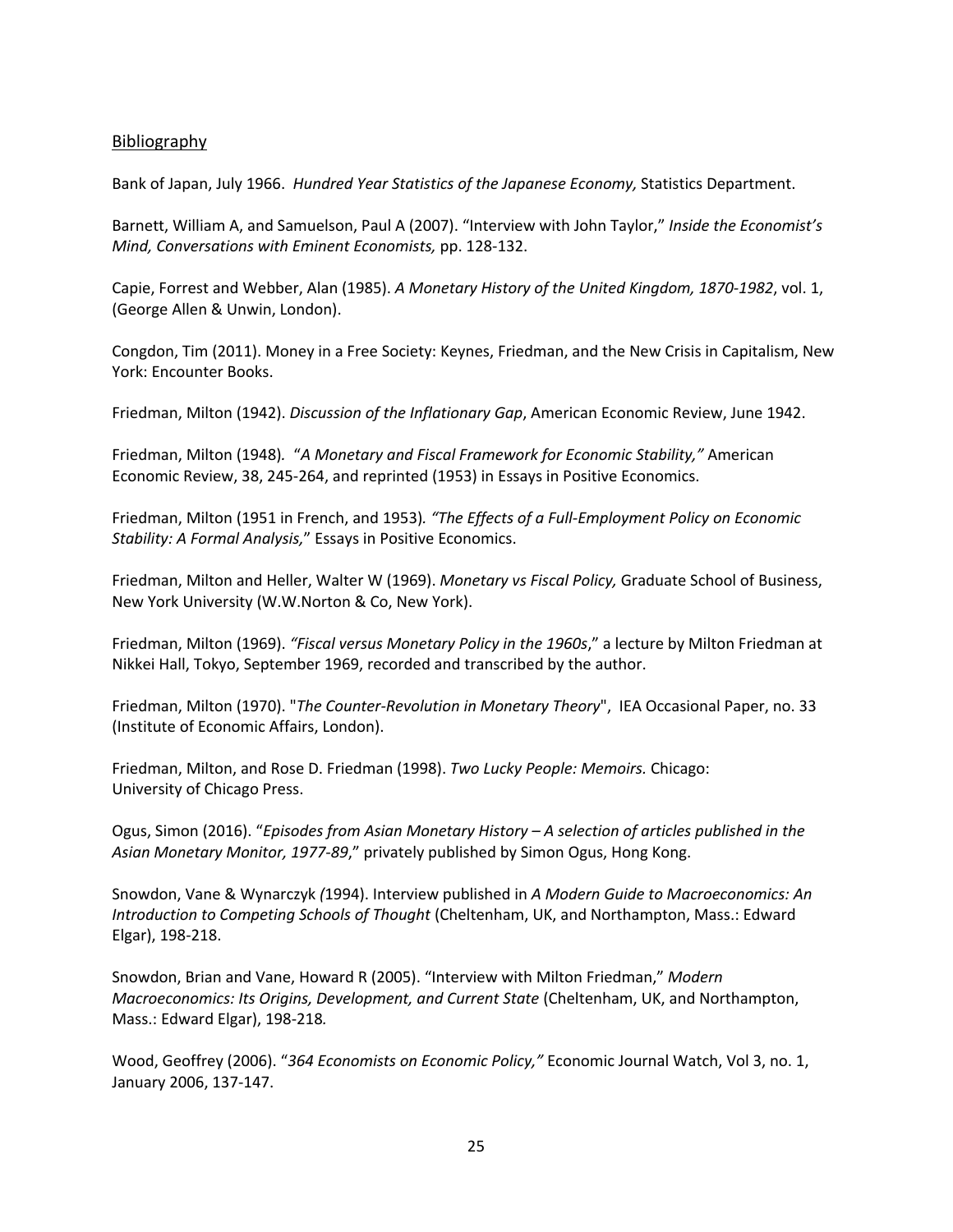## Bibliography

Bank of Japan, July 1966. *Hundred Year Statistics of the Japanese Economy,* Statistics Department.

Barnett, William A, and Samuelson, Paul A (2007). "Interview with John Taylor," *Inside the Economist's Mind, Conversations with Eminent Economists,* pp. 128-132.

Capie, Forrest and Webber, Alan (1985). *A Monetary History of the United Kingdom, 1870-1982*, vol. 1, (George Allen & Unwin, London).

Congdon, Tim (2011). Money in a Free Society: Keynes, Friedman, and the New Crisis in Capitalism, New York: Encounter Books.

Friedman, Milton (1942). *Discussion of the Inflationary Gap*, American Economic Review, June 1942.

Friedman, Milton (1948). "*A Monetary and Fiscal Framework for Economic Stability,"* American Economic Review, 38, 245-264, and reprinted (1953) in Essays in Positive Economics.

Friedman, Milton (1951 in French, and 1953). *"The Effects of a Full-Employment Policy on Economic Stability: A Formal Analysis,*" Essays in Positive Economics.

Friedman, Milton and Heller, Walter W (1969). *Monetary vs Fiscal Policy,* Graduate School of Business, New York University (W.W.Norton & Co, New York).

Friedman, Milton (1969). *"Fiscal versus Monetary Policy in the 1960s*," a lecture by Milton Friedman at Nikkei Hall, Tokyo, September 1969, recorded and transcribed by the author.

Friedman, Milton (1970). "*The Counter-Revolution in Monetary Theory*", IEA Occasional Paper, no. 33 (Institute of Economic Affairs, London).

Friedman, Milton, and Rose D. Friedman (1998). *Two Lucky People: Memoirs.* Chicago: University of Chicago Press.

Ogus, Simon (2016). "*Episodes from Asian Monetary History – A selection of articles published in the Asian Monetary Monitor, 1977-89*," privately published by Simon Ogus, Hong Kong.

Snowdon, Vane & Wynarczyk *(*1994). Interview published in *A Modern Guide to Macroeconomics: An Introduction to Competing Schools of Thought* (Cheltenham, UK, and Northampton, Mass.: Edward Elgar), 198-218.

Snowdon, Brian and Vane, Howard R (2005). "Interview with Milton Friedman," *Modern Macroeconomics: Its Origins, Development, and Current State* (Cheltenham, UK, and Northampton, Mass.: Edward Elgar), 198-218*.*

Wood, Geoffrey (2006). "*364 Economists on Economic Policy,"* Economic Journal Watch, Vol 3, no. 1, January 2006, 137-147.